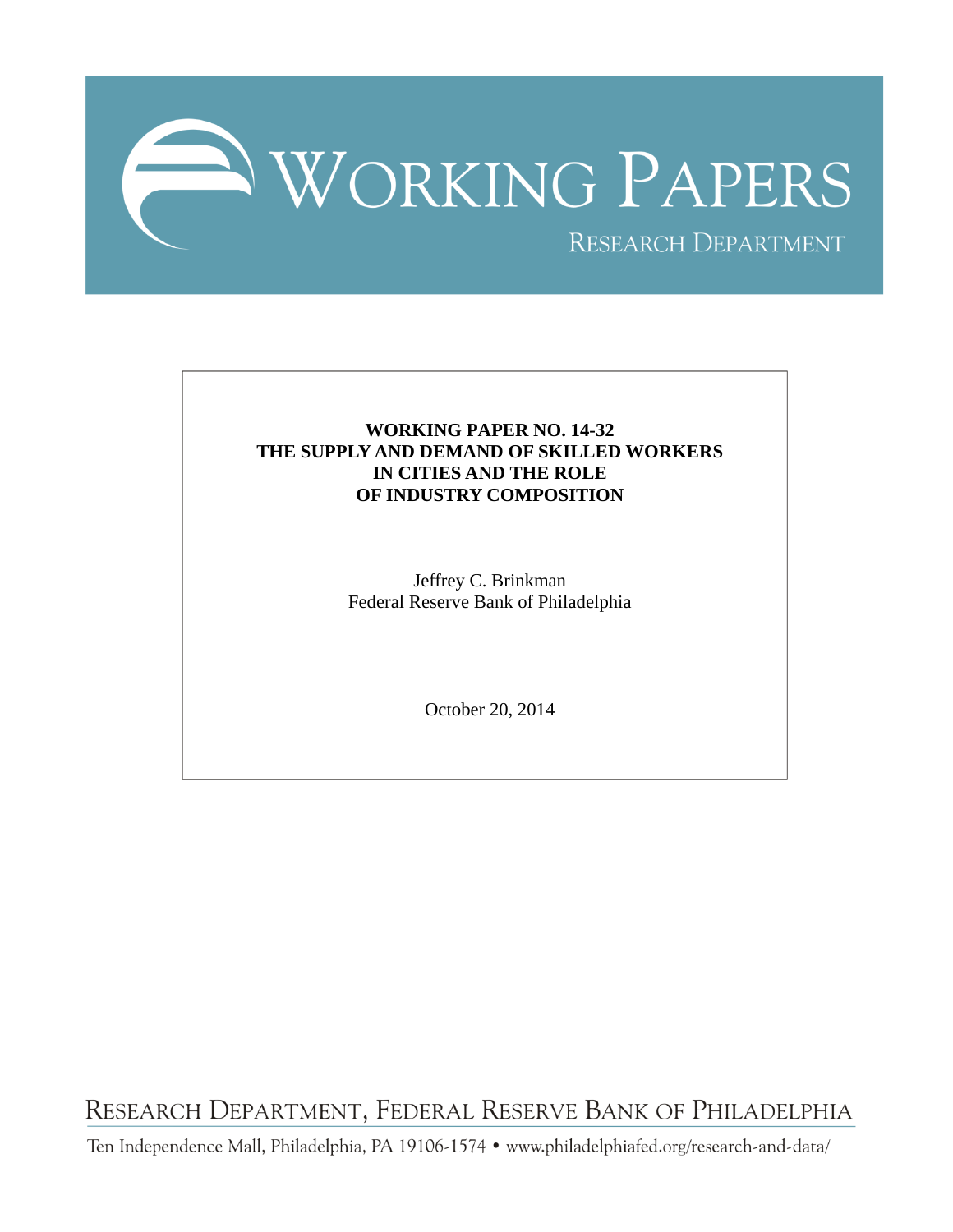# WORKING PAPERS

RESEARCH DEPARTMENT

**WORKING PAPER NO. 14-32**
**THE SUPPLY AND DEMAND OF SKILLED WORKERS IN CITIES AND THE ROLE OF INDUSTRY COMPOSITION**

Jeffrey C. Brinkman
Federal Reserve Bank of Philadelphia

October 20, 2014

RESEARCH DEPARTMENT, FEDERAL RESERVE BANK OF PHILADELPHIA

Ten Independence Mall, Philadelphia, PA 19106-1574 • www.philadelphiafed.org/research-and-data/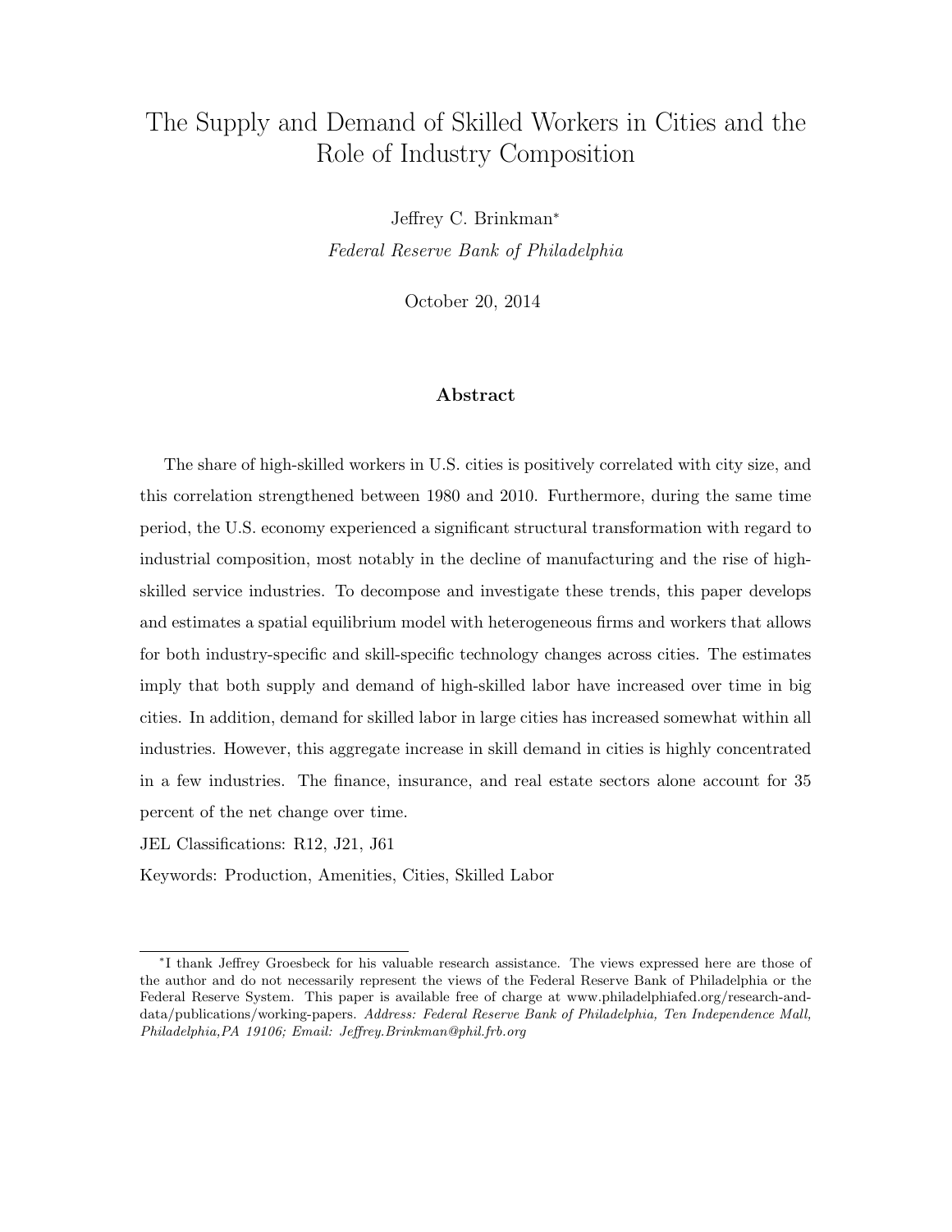# The Supply and Demand of Skilled Workers in Cities and the Role of Industry Composition

Jeffrey C. Brinkman[*]

*Federal Reserve Bank of Philadelphia*

October 20, 2014

### Abstract

The share of high-skilled workers in U.S. cities is positively correlated with city size, and this correlation strengthened between 1980 and 2010. Furthermore, during the same time period, the U.S. economy experienced a significant structural transformation with regard to industrial composition, most notably in the decline of manufacturing and the rise of high-skilled service industries. To decompose and investigate these trends, this paper develops and estimates a spatial equilibrium model with heterogeneous firms and workers that allows for both industry-specific and skill-specific technology changes across cities. The estimates imply that both supply and demand of high-skilled labor have increased over time in big cities. In addition, demand for skilled labor in large cities has increased somewhat within all industries. However, this aggregate increase in skill demand in cities is highly concentrated in a few industries. The finance, insurance, and real estate sectors alone account for 35 percent of the net change over time.

JEL Classifications: R12, J21, J61

Keywords: Production, Amenities, Cities, Skilled Labor

---

[*] I thank Jeffrey Groesbeck for his valuable research assistance. The views expressed here are those of the author and do not necessarily represent the views of the Federal Reserve Bank of Philadelphia or the Federal Reserve System. This paper is available free of charge at www.philadelphiafed.org/research-and-data/publications/working-papers. *Address: Federal Reserve Bank of Philadelphia, Ten Independence Mall, Philadelphia,PA 19106; Email: Jeffrey.Brinkman@phil.frb.org*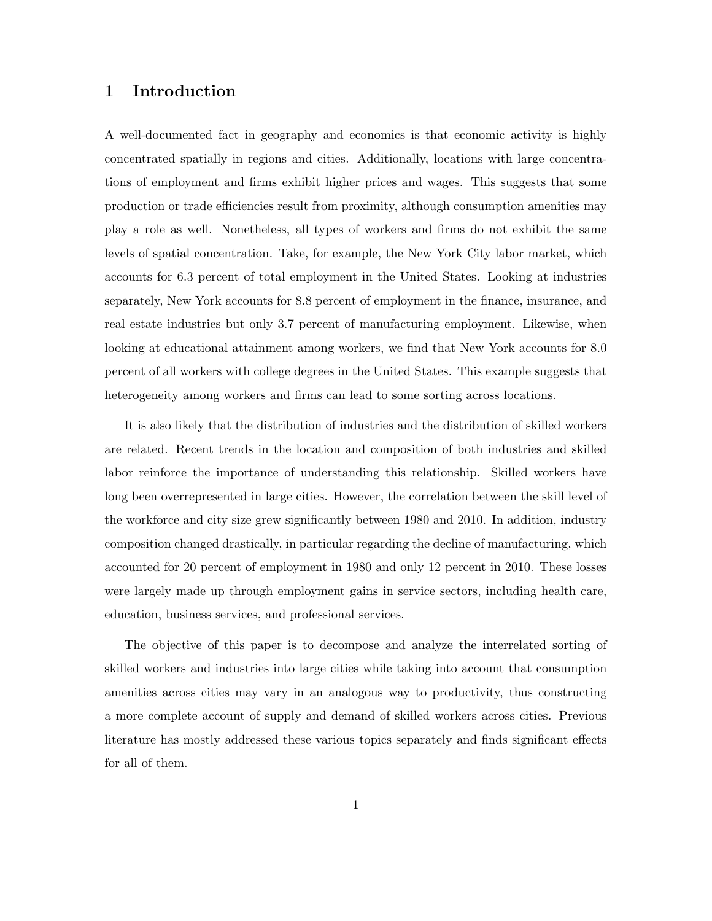# 1 Introduction

A well-documented fact in geography and economics is that economic activity is highly concentrated spatially in regions and cities. Additionally, locations with large concentrations of employment and firms exhibit higher prices and wages. This suggests that some production or trade efficiencies result from proximity, although consumption amenities may play a role as well. Nonetheless, all types of workers and firms do not exhibit the same levels of spatial concentration. Take, for example, the New York City labor market, which accounts for 6.3 percent of total employment in the United States. Looking at industries separately, New York accounts for 8.8 percent of employment in the finance, insurance, and real estate industries but only 3.7 percent of manufacturing employment. Likewise, when looking at educational attainment among workers, we find that New York accounts for 8.0 percent of all workers with college degrees in the United States. This example suggests that heterogeneity among workers and firms can lead to some sorting across locations.

It is also likely that the distribution of industries and the distribution of skilled workers are related. Recent trends in the location and composition of both industries and skilled labor reinforce the importance of understanding this relationship. Skilled workers have long been overrepresented in large cities. However, the correlation between the skill level of the workforce and city size grew significantly between 1980 and 2010. In addition, industry composition changed drastically, in particular regarding the decline of manufacturing, which accounted for 20 percent of employment in 1980 and only 12 percent in 2010. These losses were largely made up through employment gains in service sectors, including health care, education, business services, and professional services.

The objective of this paper is to decompose and analyze the interrelated sorting of skilled workers and industries into large cities while taking into account that consumption amenities across cities may vary in an analogous way to productivity, thus constructing a more complete account of supply and demand of skilled workers across cities. Previous literature has mostly addressed these various topics separately and finds significant effects for all of them.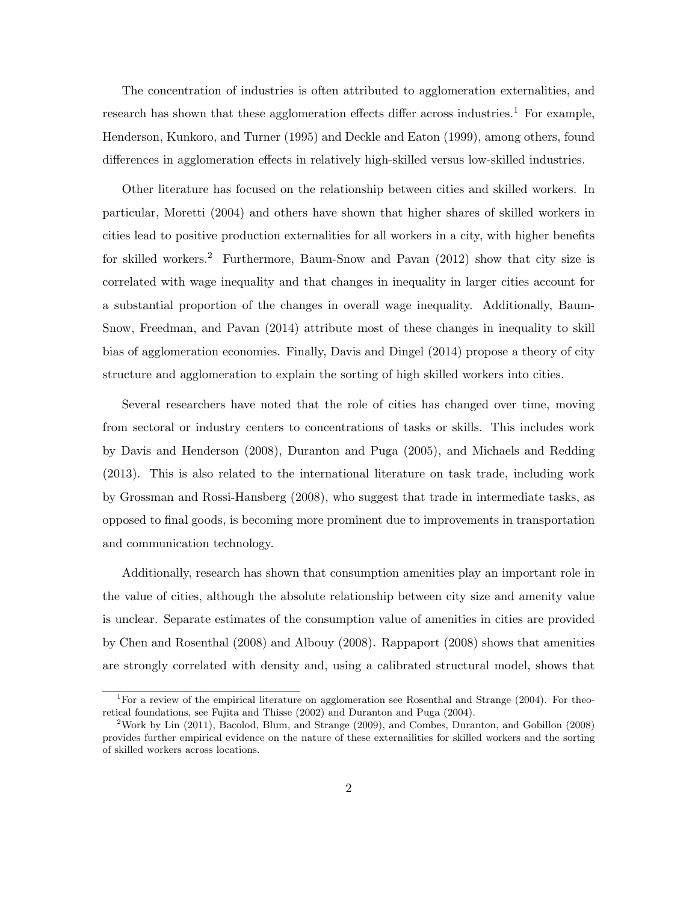The concentration of industries is often attributed to agglomeration externalities, and research has shown that these agglomeration effects differ across industries.[1] For example, Henderson, Kunkoro, and Turner (1995) and Deckle and Eaton (1999), among others, found differences in agglomeration effects in relatively high-skilled versus low-skilled industries.

Other literature has focused on the relationship between cities and skilled workers. In particular, Moretti (2004) and others have shown that higher shares of skilled workers in cities lead to positive production externalities for all workers in a city, with higher benefits for skilled workers.[2] Furthermore, Baum-Snow and Pavan (2012) show that city size is correlated with wage inequality and that changes in inequality in larger cities account for a substantial proportion of the changes in overall wage inequality. Additionally, Baum-Snow, Freedman, and Pavan (2014) attribute most of these changes in inequality to skill bias of agglomeration economies. Finally, Davis and Dingel (2014) propose a theory of city structure and agglomeration to explain the sorting of high skilled workers into cities.

Several researchers have noted that the role of cities has changed over time, moving from sectoral or industry centers to concentrations of tasks or skills. This includes work by Davis and Henderson (2008), Duranton and Puga (2005), and Michaels and Redding (2013). This is also related to the international literature on task trade, including work by Grossman and Rossi-Hansberg (2008), who suggest that trade in intermediate tasks, as opposed to final goods, is becoming more prominent due to improvements in transportation and communication technology.

Additionally, research has shown that consumption amenities play an important role in the value of cities, although the absolute relationship between city size and amenity value is unclear. Separate estimates of the consumption value of amenities in cities are provided by Chen and Rosenthal (2008) and Albouy (2008). Rappaport (2008) shows that amenities are strongly correlated with density and, using a calibrated structural model, shows that

[1] For a review of the empirical literature on agglomeration see Rosenthal and Strange (2004). For theoretical foundations, see Fujita and Thisse (2002) and Duranton and Puga (2004).

[2] Work by Lin (2011), Bacolod, Blum, and Strange (2009), and Combes, Duranton, and Gobillon (2008) provides further empirical evidence on the nature of these externailities for skilled workers and the sorting of skilled workers across locations.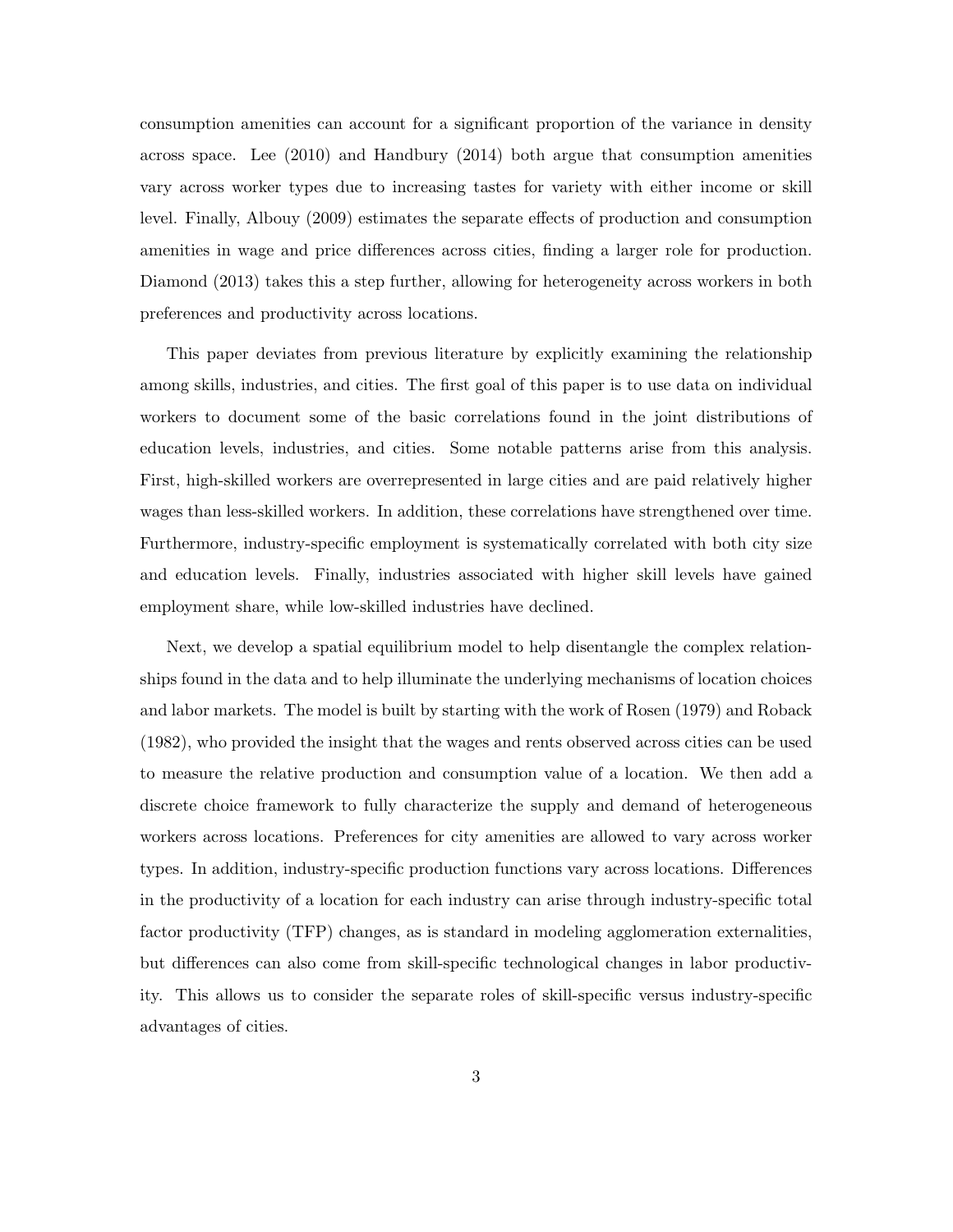consumption amenities can account for a significant proportion of the variance in density across space. Lee (2010) and Handbury (2014) both argue that consumption amenities vary across worker types due to increasing tastes for variety with either income or skill level. Finally, Albouy (2009) estimates the separate effects of production and consumption amenities in wage and price differences across cities, finding a larger role for production. Diamond (2013) takes this a step further, allowing for heterogeneity across workers in both preferences and productivity across locations.

This paper deviates from previous literature by explicitly examining the relationship among skills, industries, and cities. The first goal of this paper is to use data on individual workers to document some of the basic correlations found in the joint distributions of education levels, industries, and cities. Some notable patterns arise from this analysis. First, high-skilled workers are overrepresented in large cities and are paid relatively higher wages than less-skilled workers. In addition, these correlations have strengthened over time. Furthermore, industry-specific employment is systematically correlated with both city size and education levels. Finally, industries associated with higher skill levels have gained employment share, while low-skilled industries have declined.

Next, we develop a spatial equilibrium model to help disentangle the complex relationships found in the data and to help illuminate the underlying mechanisms of location choices and labor markets. The model is built by starting with the work of Rosen (1979) and Roback (1982), who provided the insight that the wages and rents observed across cities can be used to measure the relative production and consumption value of a location. We then add a discrete choice framework to fully characterize the supply and demand of heterogeneous workers across locations. Preferences for city amenities are allowed to vary across worker types. In addition, industry-specific production functions vary across locations. Differences in the productivity of a location for each industry can arise through industry-specific total factor productivity (TFP) changes, as is standard in modeling agglomeration externalities, but differences can also come from skill-specific technological changes in labor productivity. This allows us to consider the separate roles of skill-specific versus industry-specific advantages of cities.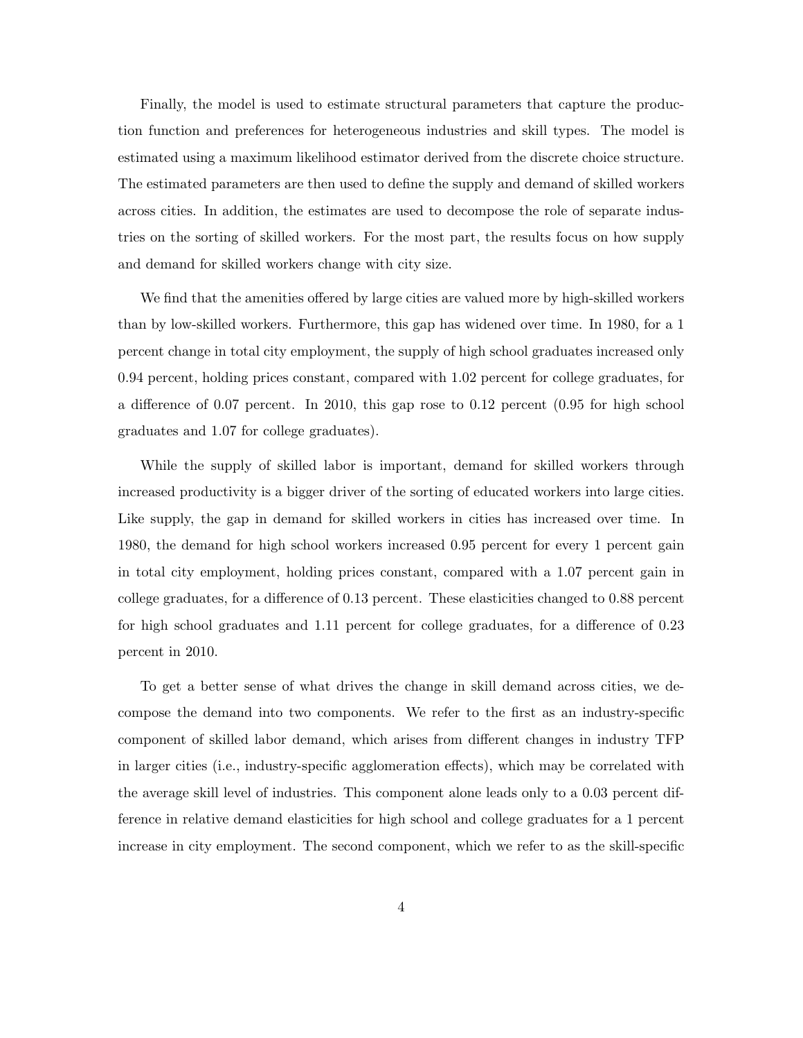Finally, the model is used to estimate structural parameters that capture the production function and preferences for heterogeneous industries and skill types. The model is estimated using a maximum likelihood estimator derived from the discrete choice structure. The estimated parameters are then used to define the supply and demand of skilled workers across cities. In addition, the estimates are used to decompose the role of separate industries on the sorting of skilled workers. For the most part, the results focus on how supply and demand for skilled workers change with city size.

We find that the amenities offered by large cities are valued more by high-skilled workers than by low-skilled workers. Furthermore, this gap has widened over time. In 1980, for a 1 percent change in total city employment, the supply of high school graduates increased only 0.94 percent, holding prices constant, compared with 1.02 percent for college graduates, for a difference of 0.07 percent. In 2010, this gap rose to 0.12 percent (0.95 for high school graduates and 1.07 for college graduates).

While the supply of skilled labor is important, demand for skilled workers through increased productivity is a bigger driver of the sorting of educated workers into large cities. Like supply, the gap in demand for skilled workers in cities has increased over time. In 1980, the demand for high school workers increased 0.95 percent for every 1 percent gain in total city employment, holding prices constant, compared with a 1.07 percent gain in college graduates, for a difference of 0.13 percent. These elasticities changed to 0.88 percent for high school graduates and 1.11 percent for college graduates, for a difference of 0.23 percent in 2010.

To get a better sense of what drives the change in skill demand across cities, we decompose the demand into two components. We refer to the first as an industry-specific component of skilled labor demand, which arises from different changes in industry TFP in larger cities (i.e., industry-specific agglomeration effects), which may be correlated with the average skill level of industries. This component alone leads only to a 0.03 percent difference in relative demand elasticities for high school and college graduates for a 1 percent increase in city employment. The second component, which we refer to as the skill-specific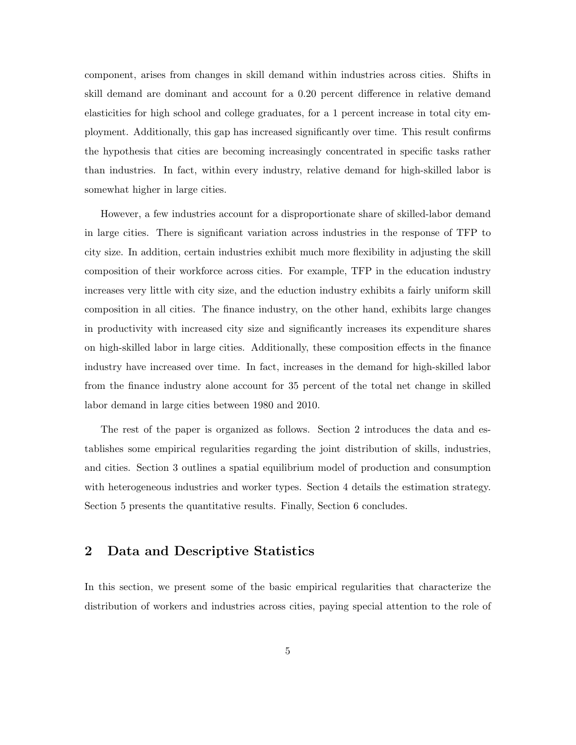component, arises from changes in skill demand within industries across cities. Shifts in skill demand are dominant and account for a 0.20 percent difference in relative demand elasticities for high school and college graduates, for a 1 percent increase in total city employment. Additionally, this gap has increased significantly over time. This result confirms the hypothesis that cities are becoming increasingly concentrated in specific tasks rather than industries. In fact, within every industry, relative demand for high-skilled labor is somewhat higher in large cities.

However, a few industries account for a disproportionate share of skilled-labor demand in large cities. There is significant variation across industries in the response of TFP to city size. In addition, certain industries exhibit much more flexibility in adjusting the skill composition of their workforce across cities. For example, TFP in the education industry increases very little with city size, and the eduction industry exhibits a fairly uniform skill composition in all cities. The finance industry, on the other hand, exhibits large changes in productivity with increased city size and significantly increases its expenditure shares on high-skilled labor in large cities. Additionally, these composition effects in the finance industry have increased over time. In fact, increases in the demand for high-skilled labor from the finance industry alone account for 35 percent of the total net change in skilled labor demand in large cities between 1980 and 2010.

The rest of the paper is organized as follows. Section 2 introduces the data and establishes some empirical regularities regarding the joint distribution of skills, industries, and cities. Section 3 outlines a spatial equilibrium model of production and consumption with heterogeneous industries and worker types. Section 4 details the estimation strategy. Section 5 presents the quantitative results. Finally, Section 6 concludes.

## 2 Data and Descriptive Statistics

In this section, we present some of the basic empirical regularities that characterize the distribution of workers and industries across cities, paying special attention to the role of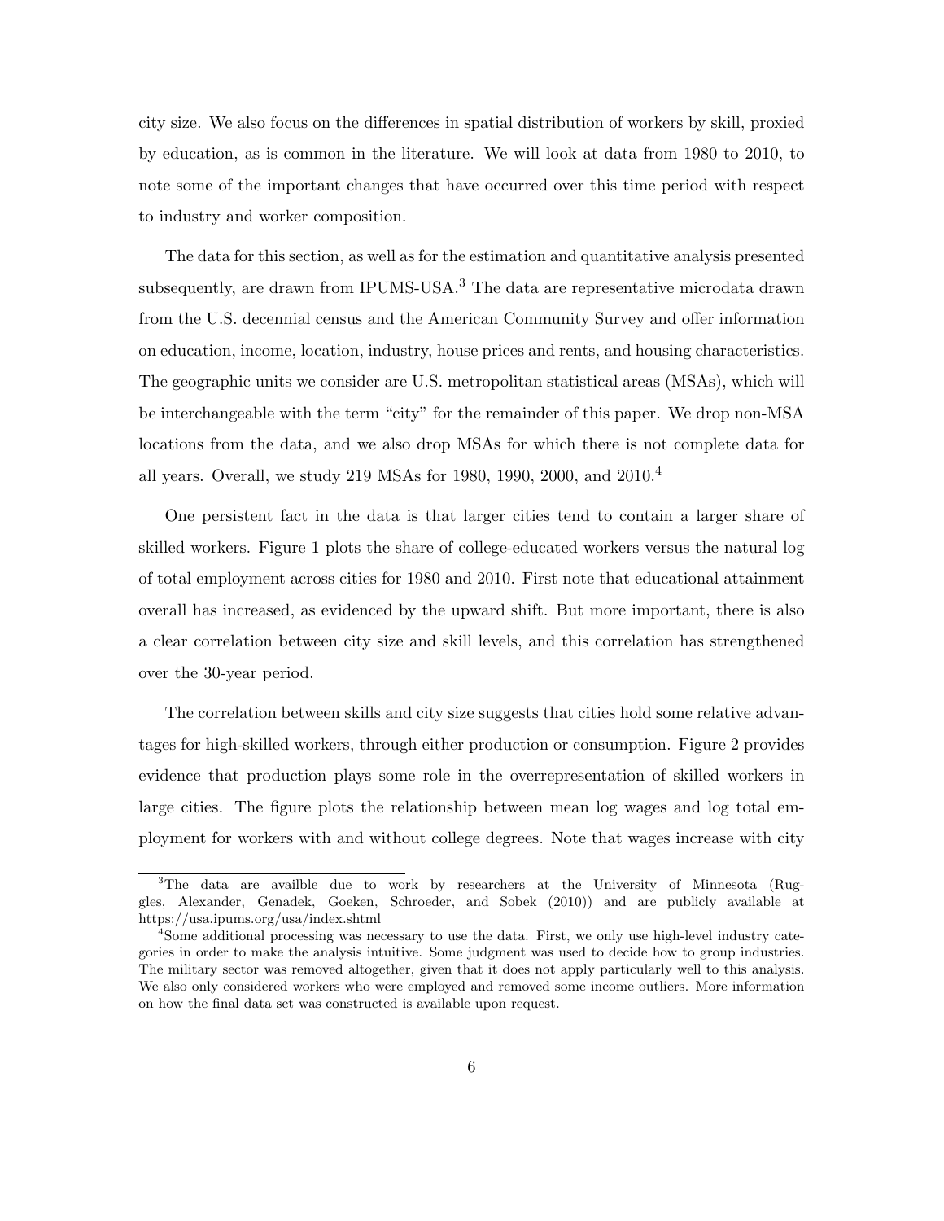city size. We also focus on the differences in spatial distribution of workers by skill, proxied by education, as is common in the literature. We will look at data from 1980 to 2010, to note some of the important changes that have occurred over this time period with respect to industry and worker composition.

The data for this section, as well as for the estimation and quantitative analysis presented subsequently, are drawn from IPUMS-USA.[3] The data are representative microdata drawn from the U.S. decennial census and the American Community Survey and offer information on education, income, location, industry, house prices and rents, and housing characteristics. The geographic units we consider are U.S. metropolitan statistical areas (MSAs), which will be interchangeable with the term "city" for the remainder of this paper. We drop non-MSA locations from the data, and we also drop MSAs for which there is not complete data for all years. Overall, we study 219 MSAs for 1980, 1990, 2000, and 2010.[4]

One persistent fact in the data is that larger cities tend to contain a larger share of skilled workers. Figure 1 plots the share of college-educated workers versus the natural log of total employment across cities for 1980 and 2010. First note that educational attainment overall has increased, as evidenced by the upward shift. But more important, there is also a clear correlation between city size and skill levels, and this correlation has strengthened over the 30-year period.

The correlation between skills and city size suggests that cities hold some relative advantages for high-skilled workers, through either production or consumption. Figure 2 provides evidence that production plays some role in the overrepresentation of skilled workers in large cities. The figure plots the relationship between mean log wages and log total employment for workers with and without college degrees. Note that wages increase with city

[3] The data are availble due to work by researchers at the University of Minnesota (Ruggles, Alexander, Genadek, Goeken, Schroeder, and Sobek (2010)) and are publicly available at https://usa.ipums.org/usa/index.shtml

[4] Some additional processing was necessary to use the data. First, we only use high-level industry categories in order to make the analysis intuitive. Some judgment was used to decide how to group industries. The military sector was removed altogether, given that it does not apply particularly well to this analysis. We also only considered workers who were employed and removed some income outliers. More information on how the final data set was constructed is available upon request.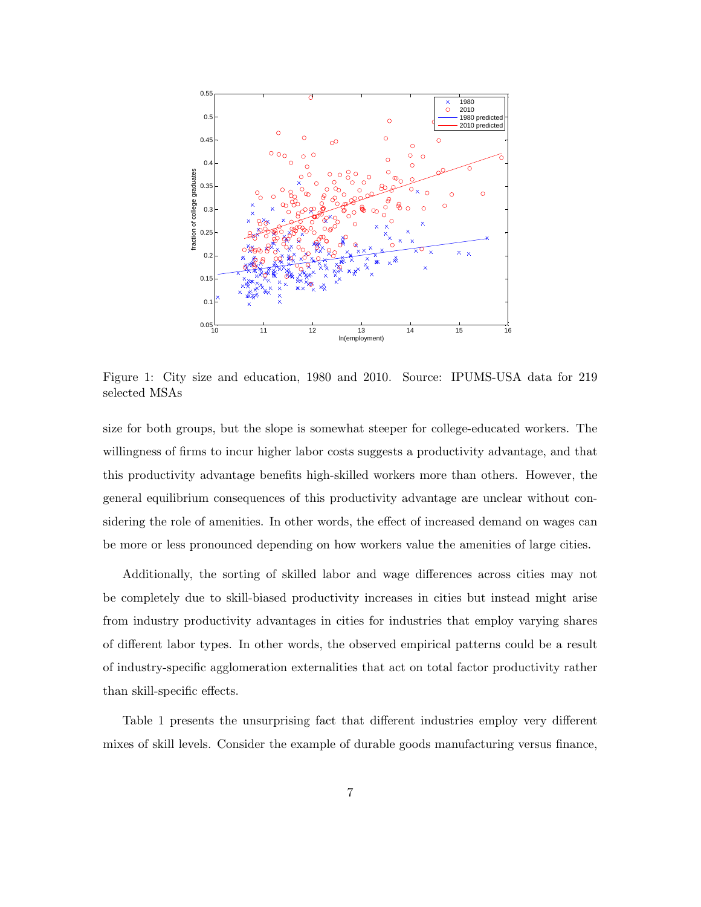0.55
0.5
0.45
0.4
0.35
0.3
0.25
0.2
0.15
0.1
0.05

10 11 12 13 14 15 16

fraction of college graduates

ln(employment)

1980
2010
1980 predicted
2010 predicted

Figure 1: City size and education, 1980 and 2010. Source: IPUMS-USA data for 219 selected MSAs

size for both groups, but the slope is somewhat steeper for college-educated workers. The willingness of firms to incur higher labor costs suggests a productivity advantage, and that this productivity advantage benefits high-skilled workers more than others. However, the general equilibrium consequences of this productivity advantage are unclear without considering the role of amenities. In other words, the effect of increased demand on wages can be more or less pronounced depending on how workers value the amenities of large cities.

Additionally, the sorting of skilled labor and wage differences across cities may not be completely due to skill-biased productivity increases in cities but instead might arise from industry productivity advantages in cities for industries that employ varying shares of different labor types. In other words, the observed empirical patterns could be a result of industry-specific agglomeration externalities that act on total factor productivity rather than skill-specific effects.

Table 1 presents the unsurprising fact that different industries employ very different mixes of skill levels. Consider the example of durable goods manufacturing versus finance,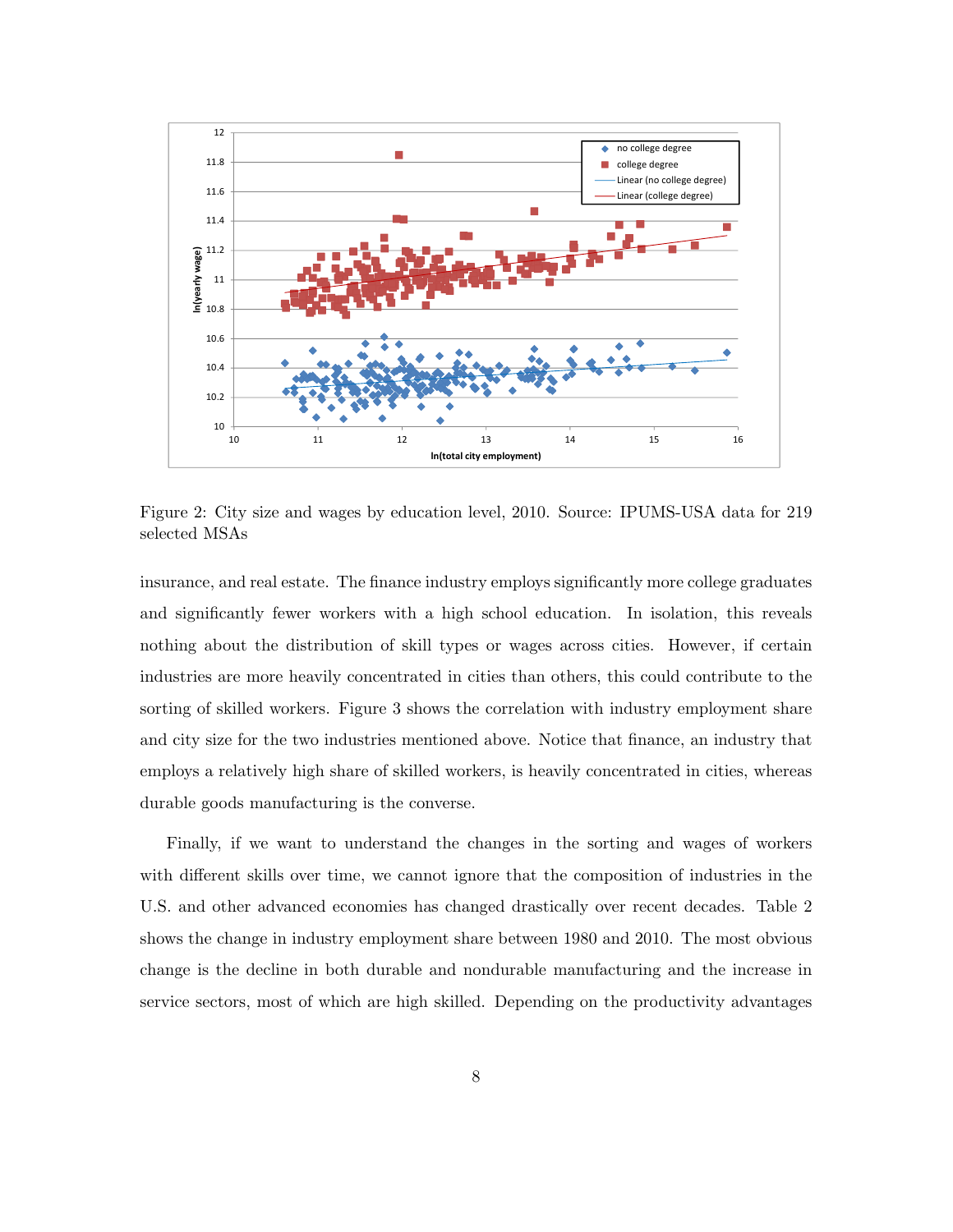Figure 2: City size and wages by education level, 2010. Source: IPUMS-USA data for 219 selected MSAs

insurance, and real estate. The finance industry employs significantly more college graduates and significantly fewer workers with a high school education. In isolation, this reveals nothing about the distribution of skill types or wages across cities. However, if certain industries are more heavily concentrated in cities than others, this could contribute to the sorting of skilled workers. Figure 3 shows the correlation with industry employment share and city size for the two industries mentioned above. Notice that finance, an industry that employs a relatively high share of skilled workers, is heavily concentrated in cities, whereas durable goods manufacturing is the converse.

Finally, if we want to understand the changes in the sorting and wages of workers with different skills over time, we cannot ignore that the composition of industries in the U.S. and other advanced economies has changed drastically over recent decades. Table 2 shows the change in industry employment share between 1980 and 2010. The most obvious change is the decline in both durable and nondurable manufacturing and the increase in service sectors, most of which are high skilled. Depending on the productivity advantages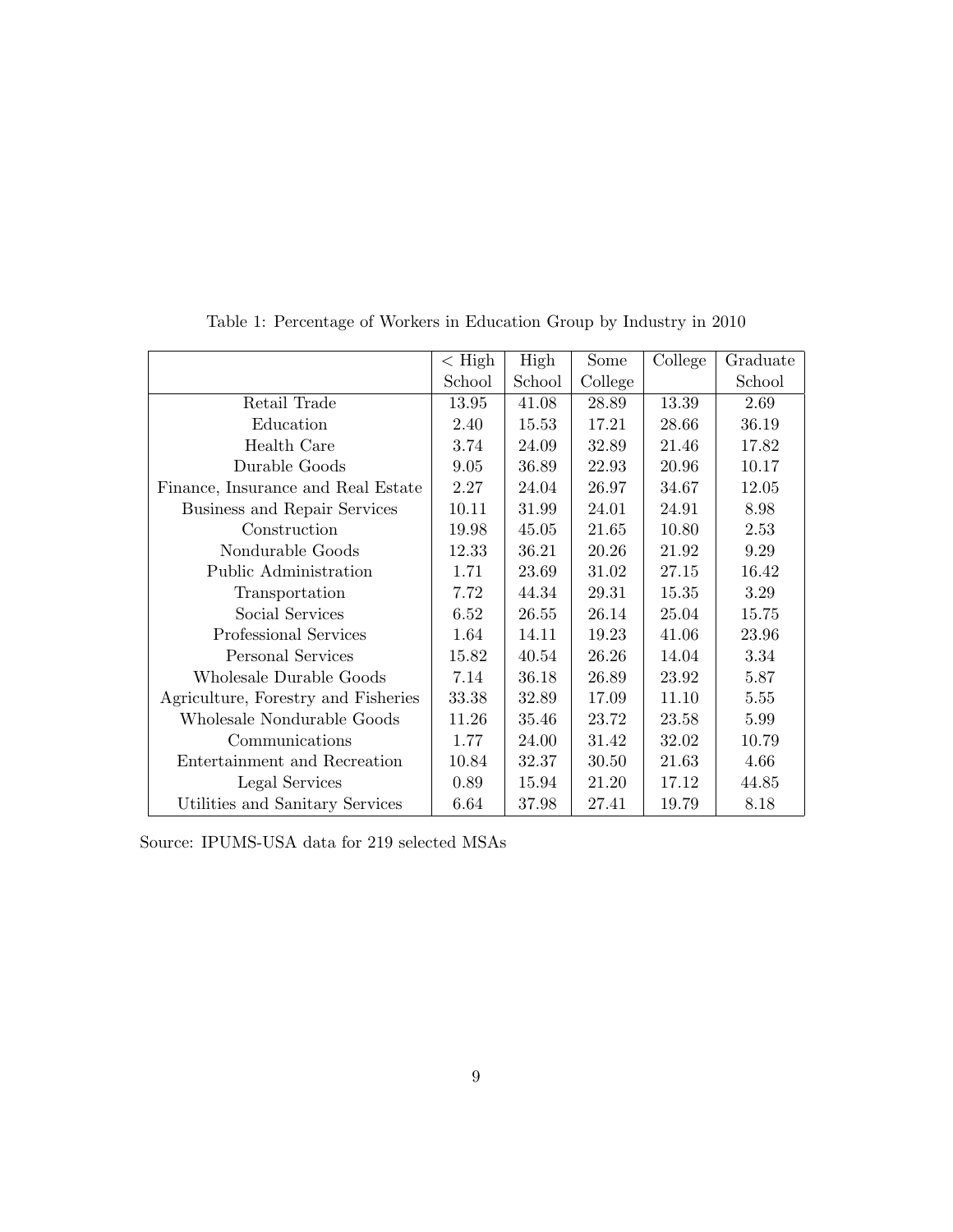Table 1: Percentage of Workers in Education Group by Industry in 2010

| | < High School | High School | Some College | College | Graduate School |
|---|---|---|---|---|---|
| Retail Trade | 13.95 | 41.08 | 28.89 | 13.39 | 2.69 |
| Education | 2.40 | 15.53 | 17.21 | 28.66 | 36.19 |
| Health Care | 3.74 | 24.09 | 32.89 | 21.46 | 17.82 |
| Durable Goods | 9.05 | 36.89 | 22.93 | 20.96 | 10.17 |
| Finance, Insurance and Real Estate | 2.27 | 24.04 | 26.97 | 34.67 | 12.05 |
| Business and Repair Services | 10.11 | 31.99 | 24.01 | 24.91 | 8.98 |
| Construction | 19.98 | 45.05 | 21.65 | 10.80 | 2.53 |
| Nondurable Goods | 12.33 | 36.21 | 20.26 | 21.92 | 9.29 |
| Public Administration | 1.71 | 23.69 | 31.02 | 27.15 | 16.42 |
| Transportation | 7.72 | 44.34 | 29.31 | 15.35 | 3.29 |
| Social Services | 6.52 | 26.55 | 26.14 | 25.04 | 15.75 |
| Professional Services | 1.64 | 14.11 | 19.23 | 41.06 | 23.96 |
| Personal Services | 15.82 | 40.54 | 26.26 | 14.04 | 3.34 |
| Wholesale Durable Goods | 7.14 | 36.18 | 26.89 | 23.92 | 5.87 |
| Agriculture, Forestry and Fisheries | 33.38 | 32.89 | 17.09 | 11.10 | 5.55 |
| Wholesale Nondurable Goods | 11.26 | 35.46 | 23.72 | 23.58 | 5.99 |
| Communications | 1.77 | 24.00 | 31.42 | 32.02 | 10.79 |
| Entertainment and Recreation | 10.84 | 32.37 | 30.50 | 21.63 | 4.66 |
| Legal Services | 0.89 | 15.94 | 21.20 | 17.12 | 44.85 |
| Utilities and Sanitary Services | 6.64 | 37.98 | 27.41 | 19.79 | 8.18 |

Source: IPUMS-USA data for 219 selected MSAs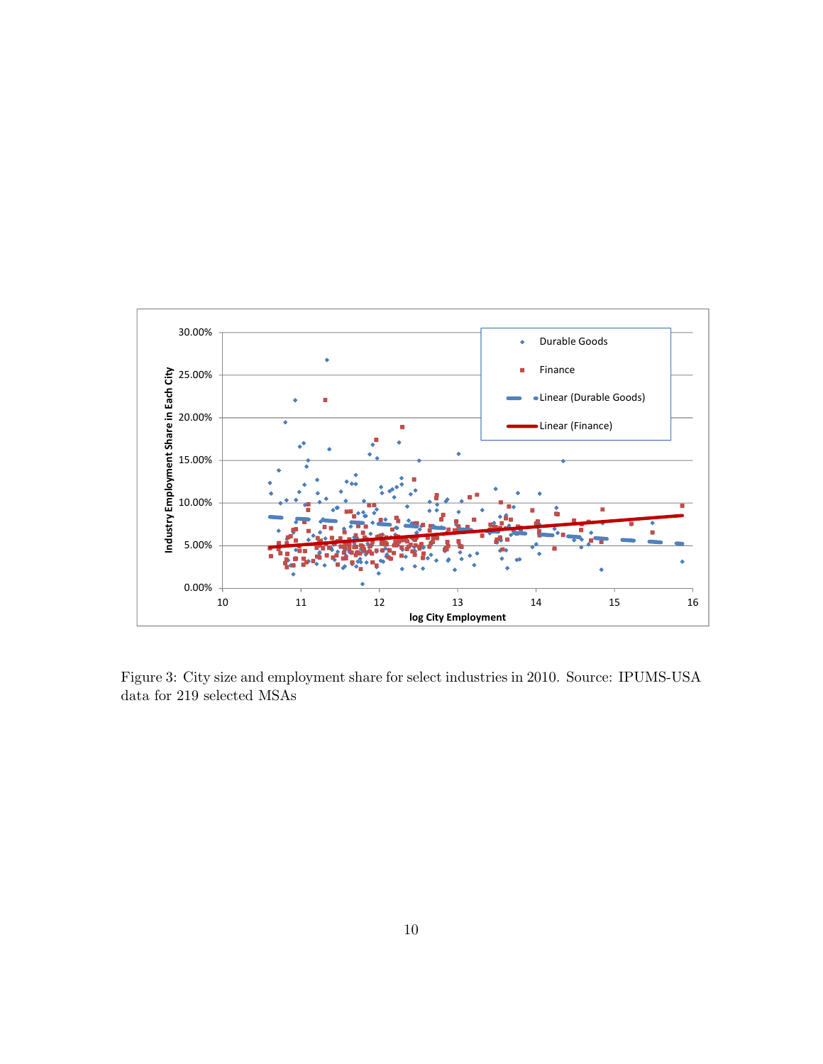30.00%
25.00%
20.00%
15.00%
10.00%
5.00%
0.00%

Industry Employment Share in Each City

10
11
12
13
14
15
16

log City Employment

Durable Goods
Finance
Linear (Durable Goods)
Linear (Finance)

Figure 3: City size and employment share for select industries in 2010. Source: IPUMS-USA data for 219 selected MSAs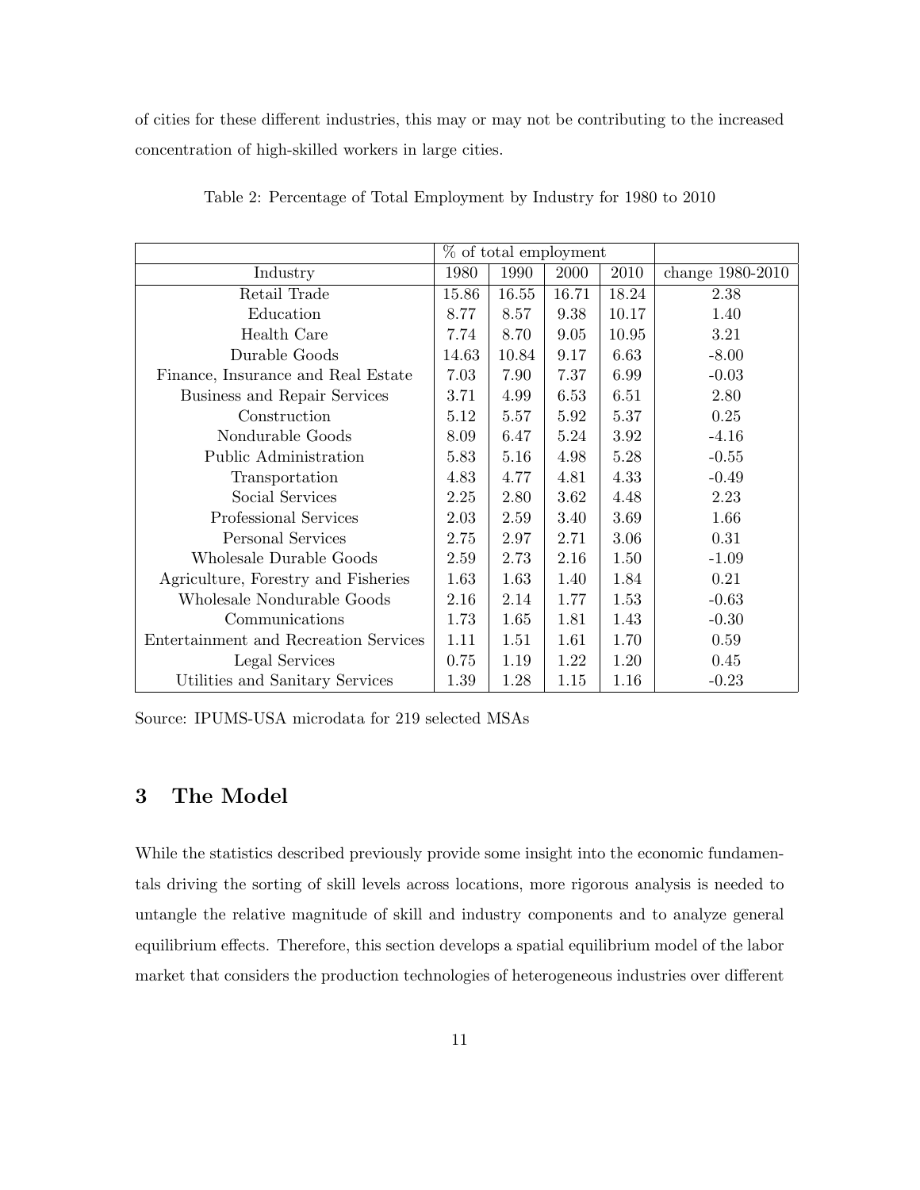of cities for these different industries, this may or may not be contributing to the increased concentration of high-skilled workers in large cities.

Table 2: Percentage of Total Employment by Industry for 1980 to 2010

| | % of total employment | | | | |
|---|---|---|---|---|---|
| Industry | 1980 | 1990 | 2000 | 2010 | change 1980-2010 |
| Retail Trade | 15.86 | 16.55 | 16.71 | 18.24 | 2.38 |
| Education | 8.77 | 8.57 | 9.38 | 10.17 | 1.40 |
| Health Care | 7.74 | 8.70 | 9.05 | 10.95 | 3.21 |
| Durable Goods | 14.63 | 10.84 | 9.17 | 6.63 | -8.00 |
| Finance, Insurance and Real Estate | 7.03 | 7.90 | 7.37 | 6.99 | -0.03 |
| Business and Repair Services | 3.71 | 4.99 | 6.53 | 6.51 | 2.80 |
| Construction | 5.12 | 5.57 | 5.92 | 5.37 | 0.25 |
| Nondurable Goods | 8.09 | 6.47 | 5.24 | 3.92 | -4.16 |
| Public Administration | 5.83 | 5.16 | 4.98 | 5.28 | -0.55 |
| Transportation | 4.83 | 4.77 | 4.81 | 4.33 | -0.49 |
| Social Services | 2.25 | 2.80 | 3.62 | 4.48 | 2.23 |
| Professional Services | 2.03 | 2.59 | 3.40 | 3.69 | 1.66 |
| Personal Services | 2.75 | 2.97 | 2.71 | 3.06 | 0.31 |
| Wholesale Durable Goods | 2.59 | 2.73 | 2.16 | 1.50 | -1.09 |
| Agriculture, Forestry and Fisheries | 1.63 | 1.63 | 1.40 | 1.84 | 0.21 |
| Wholesale Nondurable Goods | 2.16 | 2.14 | 1.77 | 1.53 | -0.63 |
| Communications | 1.73 | 1.65 | 1.81 | 1.43 | -0.30 |
| Entertainment and Recreation Services | 1.11 | 1.51 | 1.61 | 1.70 | 0.59 |
| Legal Services | 0.75 | 1.19 | 1.22 | 1.20 | 0.45 |
| Utilities and Sanitary Services | 1.39 | 1.28 | 1.15 | 1.16 | -0.23 |

Source: IPUMS-USA microdata for 219 selected MSAs

## 3 The Model

While the statistics described previously provide some insight into the economic fundamentals driving the sorting of skill levels across locations, more rigorous analysis is needed to untangle the relative magnitude of skill and industry components and to analyze general equilibrium effects. Therefore, this section develops a spatial equilibrium model of the labor market that considers the production technologies of heterogeneous industries over different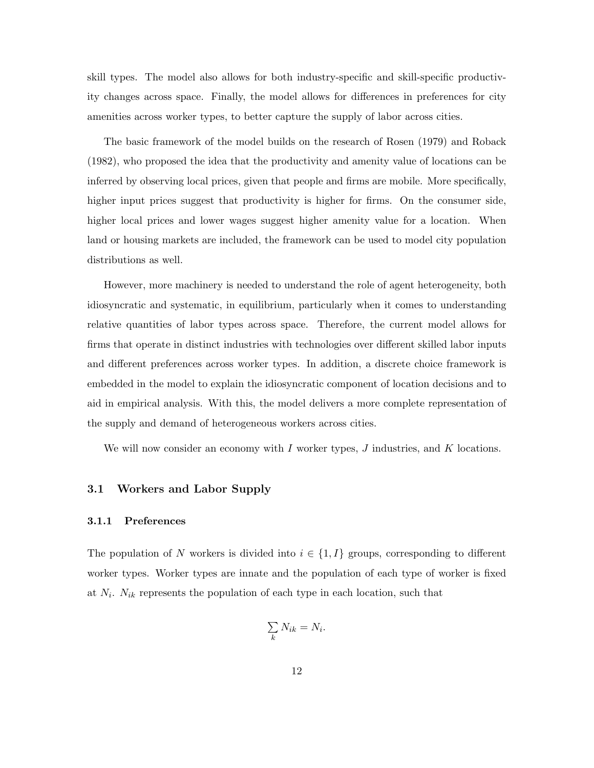skill types. The model also allows for both industry-specific and skill-specific productivity changes across space. Finally, the model allows for differences in preferences for city amenities across worker types, to better capture the supply of labor across cities.

The basic framework of the model builds on the research of Rosen (1979) and Roback (1982), who proposed the idea that the productivity and amenity value of locations can be inferred by observing local prices, given that people and firms are mobile. More specifically, higher input prices suggest that productivity is higher for firms. On the consumer side, higher local prices and lower wages suggest higher amenity value for a location. When land or housing markets are included, the framework can be used to model city population distributions as well.

However, more machinery is needed to understand the role of agent heterogeneity, both idiosyncratic and systematic, in equilibrium, particularly when it comes to understanding relative quantities of labor types across space. Therefore, the current model allows for firms that operate in distinct industries with technologies over different skilled labor inputs and different preferences across worker types. In addition, a discrete choice framework is embedded in the model to explain the idiosyncratic component of location decisions and to aid in empirical analysis. With this, the model delivers a more complete representation of the supply and demand of heterogeneous workers across cities.

We will now consider an economy with $I$ worker types, $J$ industries, and $K$ locations.

### 3.1 Workers and Labor Supply

#### 3.1.1 Preferences

The population of $N$ workers is divided into $i \in \{1, I\}$ groups, corresponding to different worker types. Worker types are innate and the population of each type of worker is fixed at $N_i$. $N_{ik}$ represents the population of each type in each location, such that

$$\sum_k N_{ik} = N_i.$$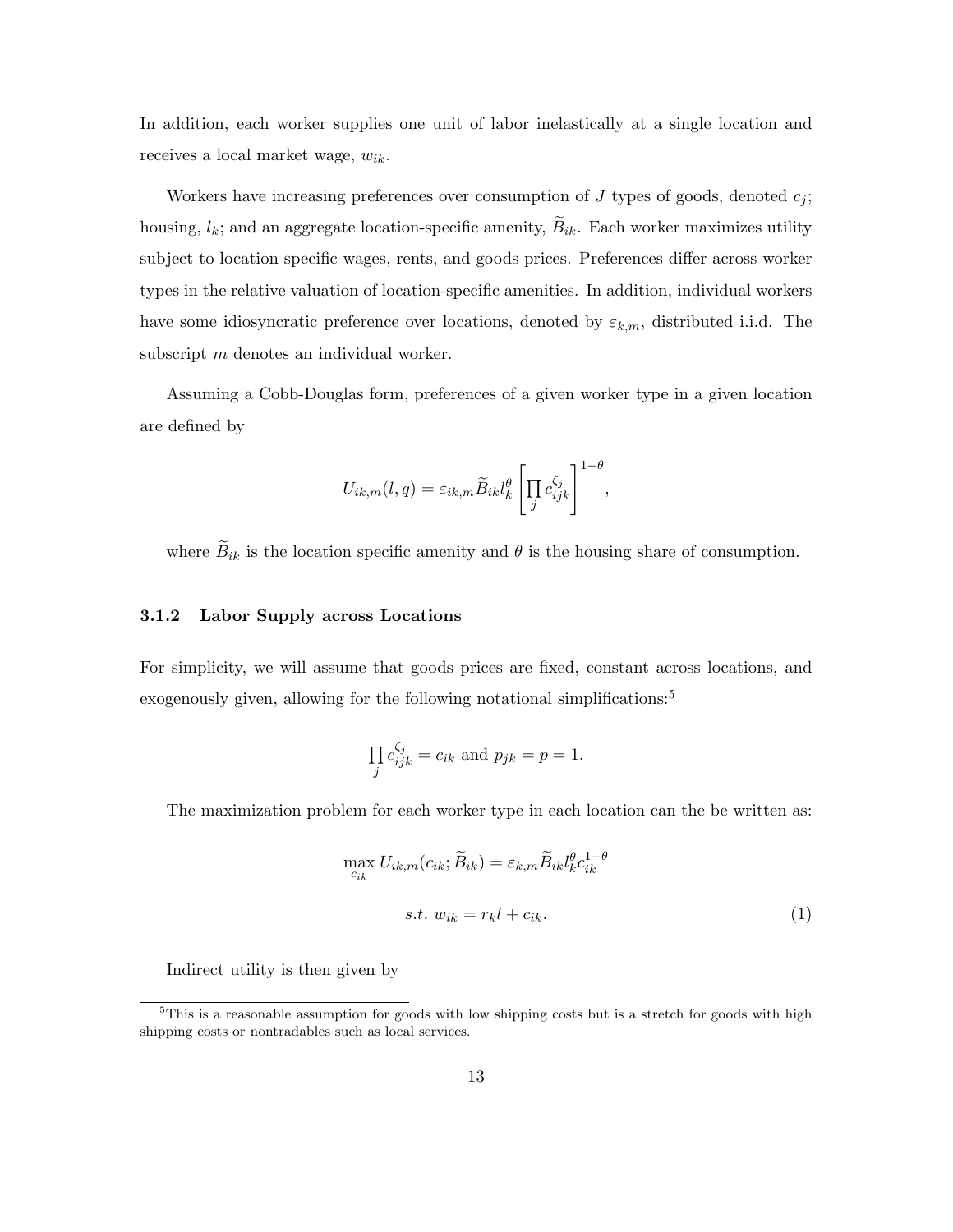In addition, each worker supplies one unit of labor inelastically at a single location and receives a local market wage, $w_{ik}$.

Workers have increasing preferences over consumption of $J$ types of goods, denoted $c_j$; housing, $l_k$; and an aggregate location-specific amenity, $\widetilde{B}_{ik}$. Each worker maximizes utility subject to location specific wages, rents, and goods prices. Preferences differ across worker types in the relative valuation of location-specific amenities. In addition, individual workers have some idiosyncratic preference over locations, denoted by $\varepsilon_{k,m}$, distributed i.i.d. The subscript $m$ denotes an individual worker.

Assuming a Cobb-Douglas form, preferences of a given worker type in a given location are defined by

$$U_{ik,m}(l,q) = \varepsilon_{ik,m}\widetilde{B}_{ik}l_k^{\theta}\left[\prod_j c_{ijk}^{\zeta_j}\right]^{1-\theta},$$

where $\widetilde{B}_{ik}$ is the location specific amenity and $\theta$ is the housing share of consumption.

### 3.1.2 Labor Supply across Locations

For simplicity, we will assume that goods prices are fixed, constant across locations, and exogenously given, allowing for the following notational simplifications:[5]

$$\prod_j c_{ijk}^{\zeta_j} = c_{ik} \text{ and } p_{jk} = p = 1.$$

The maximization problem for each worker type in each location can the be written as:

$$\max_{c_{ik}} U_{ik,m}(c_{ik};\widetilde{B}_{ik}) = \varepsilon_{k,m}\widetilde{B}_{ik}l_k^{\theta}c_{ik}^{1-\theta}$$

$$s.t.\ w_{ik} = r_k l + c_{ik}. \tag{1}$$

Indirect utility is then given by

[5] This is a reasonable assumption for goods with low shipping costs but is a stretch for goods with high shipping costs or nontradables such as local services.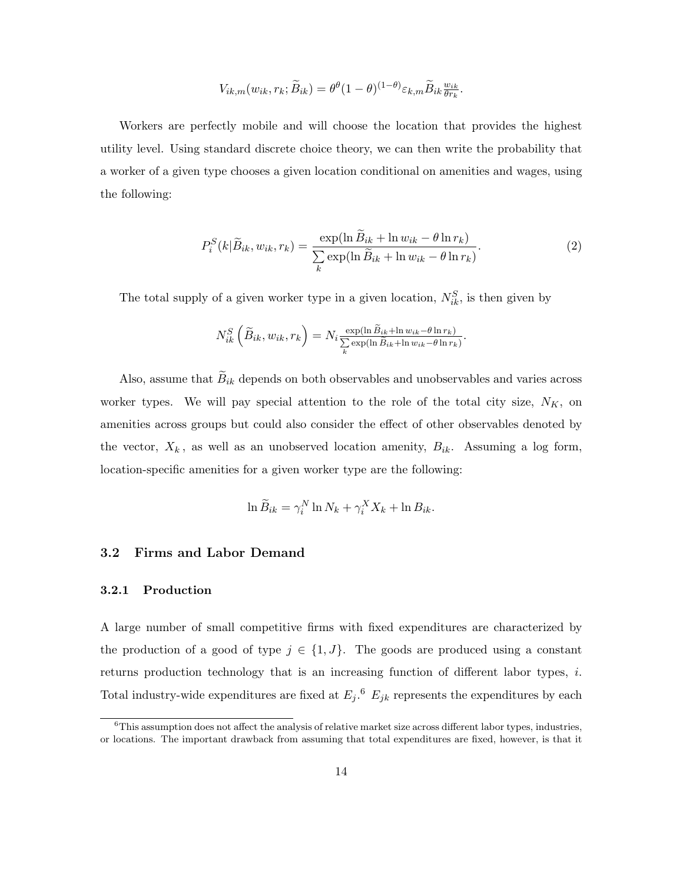$$V_{ik,m}(w_{ik}, r_k; \widetilde{B}_{ik}) = \theta^{\theta}(1-\theta)^{(1-\theta)}\varepsilon_{k,m}\widetilde{B}_{ik}\tfrac{w_{ik}}{\theta r_k}.$$

Workers are perfectly mobile and will choose the location that provides the highest utility level. Using standard discrete choice theory, we can then write the probability that a worker of a given type chooses a given location conditional on amenities and wages, using the following:

$$P_i^S(k|\widetilde{B}_{ik}, w_{ik}, r_k) = \frac{\exp(\ln \widetilde{B}_{ik} + \ln w_{ik} - \theta \ln r_k)}{\sum\limits_k \exp(\ln \widetilde{B}_{ik} + \ln w_{ik} - \theta \ln r_k)}. \tag{2}$$

The total supply of a given worker type in a given location, $N_{ik}^S$, is then given by

$$N_{ik}^S\left(\widetilde{B}_{ik}, w_{ik}, r_k\right) = N_i \tfrac{\exp(\ln \widetilde{B}_{ik} + \ln w_{ik} - \theta \ln r_k)}{\sum\limits_k \exp(\ln \widetilde{B}_{ik} + \ln w_{ik} - \theta \ln r_k)}.$$

Also, assume that $\widetilde{B}_{ik}$ depends on both observables and unobservables and varies across worker types. We will pay special attention to the role of the total city size, $N_K$, on amenities across groups but could also consider the effect of other observables denoted by the vector, $X_k$, as well as an unobserved location amenity, $B_{ik}$. Assuming a log form, location-specific amenities for a given worker type are the following:

$$\ln \widetilde{B}_{ik} = \gamma_i^N \ln N_k + \gamma_i^X X_k + \ln B_{ik}.$$

## 3.2 Firms and Labor Demand

### 3.2.1 Production

A large number of small competitive firms with fixed expenditures are characterized by the production of a good of type $j \in \{1, J\}$. The goods are produced using a constant returns production technology that is an increasing function of different labor types, $i$. Total industry-wide expenditures are fixed at $E_j$.[6] $E_{jk}$ represents the expenditures by each

[6] This assumption does not affect the analysis of relative market size across different labor types, industries, or locations. The important drawback from assuming that total expenditures are fixed, however, is that it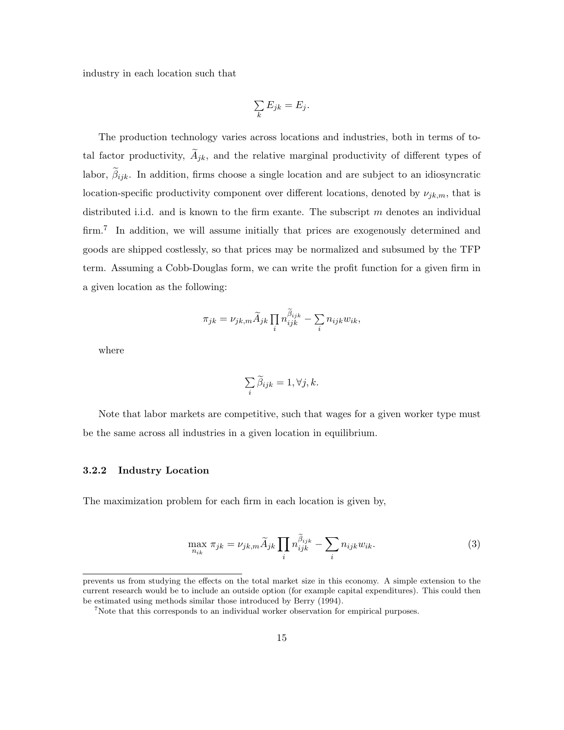industry in each location such that

$$\sum_k E_{jk} = E_j.$$

The production technology varies across locations and industries, both in terms of total factor productivity, $\widetilde{A}_{jk}$, and the relative marginal productivity of different types of labor, $\widetilde{\beta}_{ijk}$. In addition, firms choose a single location and are subject to an idiosyncratic location-specific productivity component over different locations, denoted by $\nu_{jk,m}$, that is distributed i.i.d. and is known to the firm exante. The subscript $m$ denotes an individual firm.[7] In addition, we will assume initially that prices are exogenously determined and goods are shipped costlessly, so that prices may be normalized and subsumed by the TFP term. Assuming a Cobb-Douglas form, we can write the profit function for a given firm in a given location as the following:

$$\pi_{jk} = \nu_{jk,m}\widetilde{A}_{jk}\prod_i n_{ijk}^{\widetilde{\beta}_{ijk}} - \sum_i n_{ijk}w_{ik},$$

where

$$\sum_i \widetilde{\beta}_{ijk} = 1, \forall j, k.$$

Note that labor markets are competitive, such that wages for a given worker type must be the same across all industries in a given location in equilibrium.

### 3.2.2 Industry Location

The maximization problem for each firm in each location is given by,

$$\max_{n_{ik}} \pi_{jk} = \nu_{jk,m}\widetilde{A}_{jk}\prod_i n_{ijk}^{\widetilde{\beta}_{ijk}} - \sum_i n_{ijk}w_{ik}. \tag{3}$$

prevents us from studying the effects on the total market size in this economy. A simple extension to the current research would be to include an outside option (for example capital expenditures). This could then be estimated using methods similar those introduced by Berry (1994).

[7] Note that this corresponds to an individual worker observation for empirical purposes.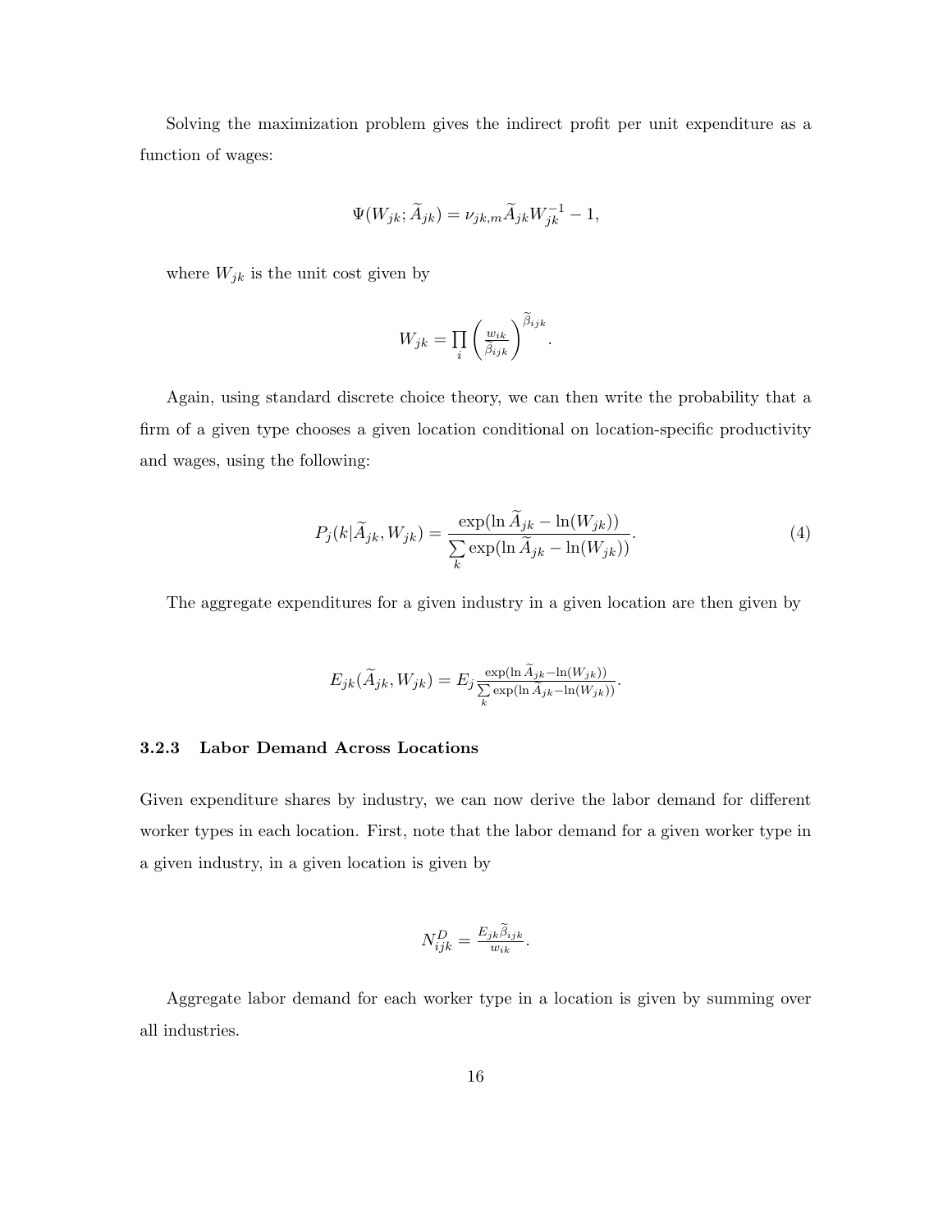Solving the maximization problem gives the indirect profit per unit expenditure as a function of wages:

$$\Psi(W_{jk}; \widetilde{A}_{jk}) = \nu_{jk,m} \widetilde{A}_{jk} W_{jk}^{-1} - 1,$$

where $W_{jk}$ is the unit cost given by

$$W_{jk} = \prod_i \left( \frac{w_{ik}}{\widetilde{\beta}_{ijk}} \right)^{\widetilde{\beta}_{ijk}}.$$

Again, using standard discrete choice theory, we can then write the probability that a firm of a given type chooses a given location conditional on location-specific productivity and wages, using the following:

$$P_j(k|\widetilde{A}_{jk}, W_{jk}) = \frac{\exp(\ln \widetilde{A}_{jk} - \ln(W_{jk}))}{\sum\limits_k \exp(\ln \widetilde{A}_{jk} - \ln(W_{jk}))}. \tag{4}$$

The aggregate expenditures for a given industry in a given location are then given by

$$E_{jk}(\widetilde{A}_{jk}, W_{jk}) = E_j \frac{\exp(\ln \widetilde{A}_{jk} - \ln(W_{jk}))}{\sum\limits_k \exp(\ln \widetilde{A}_{jk} - \ln(W_{jk}))}.$$

### 3.2.3 Labor Demand Across Locations

Given expenditure shares by industry, we can now derive the labor demand for different worker types in each location. First, note that the labor demand for a given worker type in a given industry, in a given location is given by

$$N_{ijk}^D = \frac{E_{jk} \widetilde{\beta}_{ijk}}{w_{ik}}.$$

Aggregate labor demand for each worker type in a location is given by summing over all industries.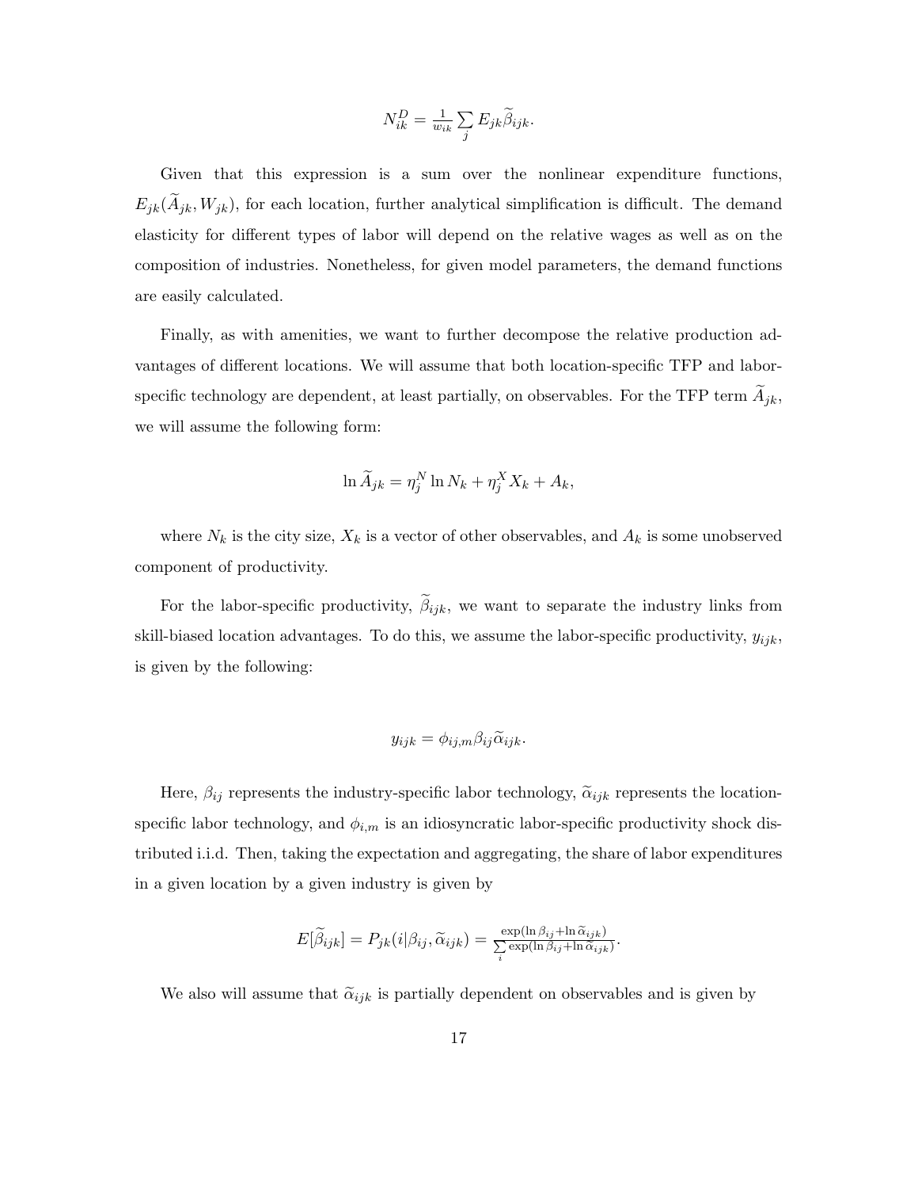$$N_{ik}^D = \frac{1}{w_{ik}} \sum_j E_{jk} \widetilde{\beta}_{ijk}.$$

Given that this expression is a sum over the nonlinear expenditure functions, $E_{jk}(\widetilde{A}_{jk}, W_{jk})$, for each location, further analytical simplification is difficult. The demand elasticity for different types of labor will depend on the relative wages as well as on the composition of industries. Nonetheless, for given model parameters, the demand functions are easily calculated.

Finally, as with amenities, we want to further decompose the relative production advantages of different locations. We will assume that both location-specific TFP and labor-specific technology are dependent, at least partially, on observables. For the TFP term $\widetilde{A}_{jk}$, we will assume the following form:

$$\ln \widetilde{A}_{jk} = \eta_j^N \ln N_k + \eta_j^X X_k + A_k,$$

where $N_k$ is the city size, $X_k$ is a vector of other observables, and $A_k$ is some unobserved component of productivity.

For the labor-specific productivity, $\widetilde{\beta}_{ijk}$, we want to separate the industry links from skill-biased location advantages. To do this, we assume the labor-specific productivity, $y_{ijk}$, is given by the following:

$$y_{ijk} = \phi_{ij,m} \beta_{ij} \widetilde{\alpha}_{ijk}.$$

Here, $\beta_{ij}$ represents the industry-specific labor technology, $\widetilde{\alpha}_{ijk}$ represents the location-specific labor technology, and $\phi_{i,m}$ is an idiosyncratic labor-specific productivity shock distributed i.i.d. Then, taking the expectation and aggregating, the share of labor expenditures in a given location by a given industry is given by

$$E[\widetilde{\beta}_{ijk}] = P_{jk}(i|\beta_{ij}, \widetilde{\alpha}_{ijk}) = \frac{\exp(\ln \beta_{ij} + \ln \widetilde{\alpha}_{ijk})}{\sum_i \exp(\ln \beta_{ij} + \ln \widetilde{\alpha}_{ijk})}.$$

We also will assume that $\widetilde{\alpha}_{ijk}$ is partially dependent on observables and is given by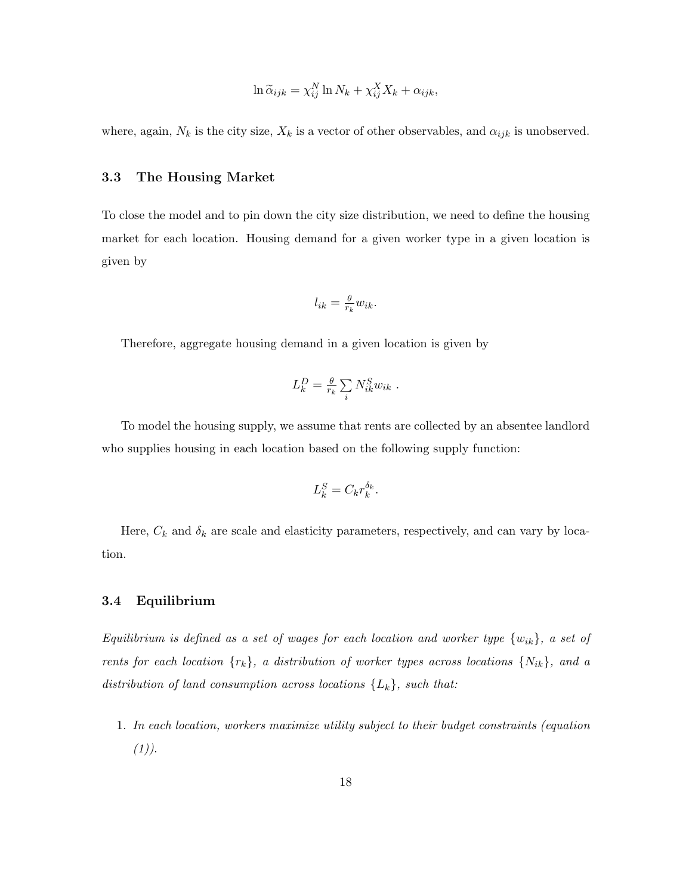$$\ln \widetilde{\alpha}_{ijk} = \chi_{ij}^{N} \ln N_k + \chi_{ij}^{X} X_k + \alpha_{ijk},$$

where, again, $N_k$ is the city size, $X_k$ is a vector of other observables, and $\alpha_{ijk}$ is unobserved.

### 3.3 The Housing Market

To close the model and to pin down the city size distribution, we need to define the housing market for each location. Housing demand for a given worker type in a given location is given by

$$l_{ik} = \tfrac{\theta}{r_k} w_{ik}.$$

Therefore, aggregate housing demand in a given location is given by

$$L_k^D = \tfrac{\theta}{r_k} \sum_i N_{ik}^S w_{ik} \ .$$

To model the housing supply, we assume that rents are collected by an absentee landlord who supplies housing in each location based on the following supply function:

$$L_k^S = C_k r_k^{\delta_k}.$$

Here, $C_k$ and $\delta_k$ are scale and elasticity parameters, respectively, and can vary by location.

### 3.4 Equilibrium

*Equilibrium is defined as a set of wages for each location and worker type $\{w_{ik}\}$, a set of rents for each location $\{r_k\}$, a distribution of worker types across locations $\{N_{ik}\}$, and a distribution of land consumption across locations $\{L_k\}$, such that:*

1. *In each location, workers maximize utility subject to their budget constraints (equation (1)).*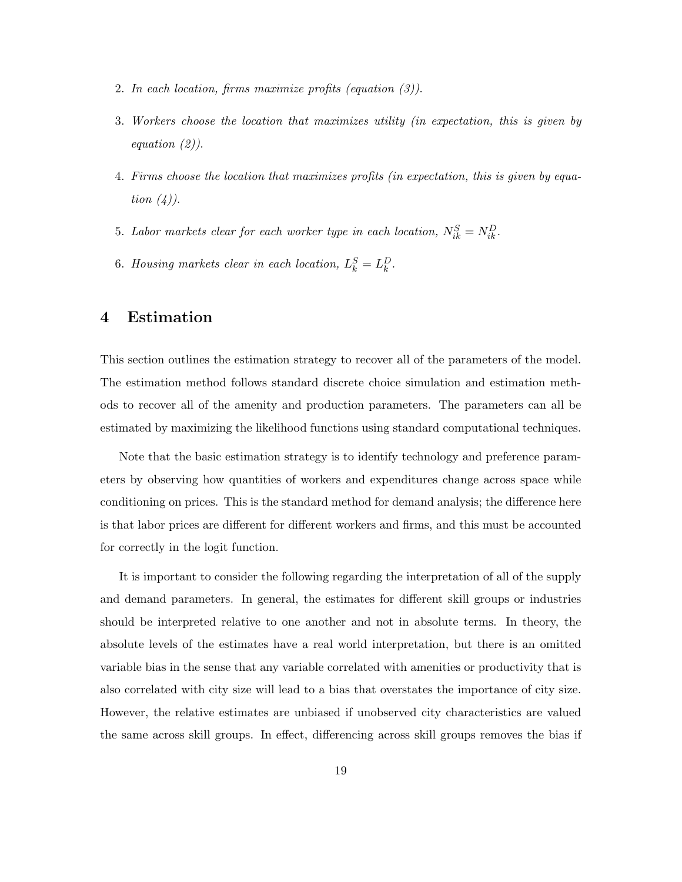2. *In each location, firms maximize profits (equation (3)).*

3. *Workers choose the location that maximizes utility (in expectation, this is given by equation (2)).*

4. *Firms choose the location that maximizes profits (in expectation, this is given by equation (4)).*

5. *Labor markets clear for each worker type in each location,* $N_{ik}^S = N_{ik}^D$.

6. *Housing markets clear in each location,* $L_k^S = L_k^D$.

# 4 Estimation

This section outlines the estimation strategy to recover all of the parameters of the model. The estimation method follows standard discrete choice simulation and estimation methods to recover all of the amenity and production parameters. The parameters can all be estimated by maximizing the likelihood functions using standard computational techniques.

Note that the basic estimation strategy is to identify technology and preference parameters by observing how quantities of workers and expenditures change across space while conditioning on prices. This is the standard method for demand analysis; the difference here is that labor prices are different for different workers and firms, and this must be accounted for correctly in the logit function.

It is important to consider the following regarding the interpretation of all of the supply and demand parameters. In general, the estimates for different skill groups or industries should be interpreted relative to one another and not in absolute terms. In theory, the absolute levels of the estimates have a real world interpretation, but there is an omitted variable bias in the sense that any variable correlated with amenities or productivity that is also correlated with city size will lead to a bias that overstates the importance of city size. However, the relative estimates are unbiased if unobserved city characteristics are valued the same across skill groups. In effect, differencing across skill groups removes the bias if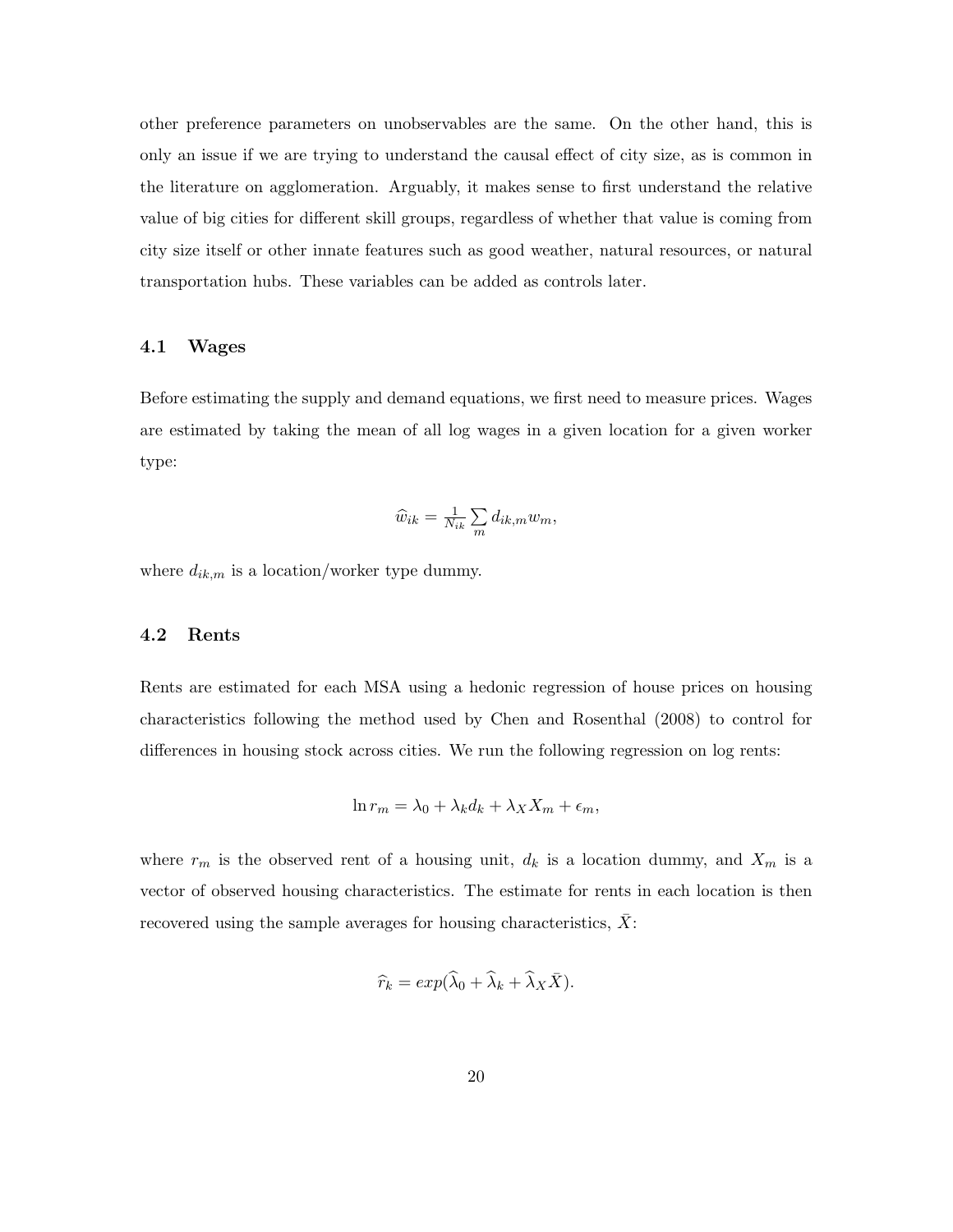other preference parameters on unobservables are the same. On the other hand, this is only an issue if we are trying to understand the causal effect of city size, as is common in the literature on agglomeration. Arguably, it makes sense to first understand the relative value of big cities for different skill groups, regardless of whether that value is coming from city size itself or other innate features such as good weather, natural resources, or natural transportation hubs. These variables can be added as controls later.

### 4.1 Wages

Before estimating the supply and demand equations, we first need to measure prices. Wages are estimated by taking the mean of all log wages in a given location for a given worker type:

$$\widehat{w}_{ik} = \tfrac{1}{N_{ik}} \sum_{m} d_{ik,m} w_m,$$

where $d_{ik,m}$ is a location/worker type dummy.

### 4.2 Rents

Rents are estimated for each MSA using a hedonic regression of house prices on housing characteristics following the method used by Chen and Rosenthal (2008) to control for differences in housing stock across cities. We run the following regression on log rents:

$$\ln r_m = \lambda_0 + \lambda_k d_k + \lambda_X X_m + \epsilon_m,$$

where $r_m$ is the observed rent of a housing unit, $d_k$ is a location dummy, and $X_m$ is a vector of observed housing characteristics. The estimate for rents in each location is then recovered using the sample averages for housing characteristics, $\bar{X}$:

$$\widehat{r}_k = exp(\widehat{\lambda}_0 + \widehat{\lambda}_k + \widehat{\lambda}_X \bar{X}).$$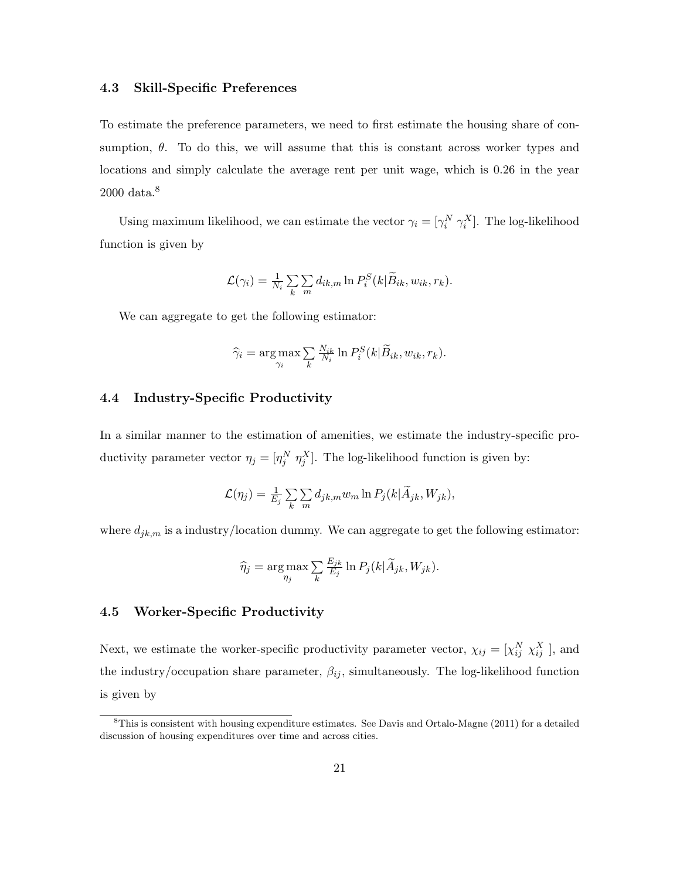### 4.3 Skill-Specific Preferences

To estimate the preference parameters, we need to first estimate the housing share of consumption, $\theta$. To do this, we will assume that this is constant across worker types and locations and simply calculate the average rent per unit wage, which is 0.26 in the year 2000 data.[8]

Using maximum likelihood, we can estimate the vector $\gamma_i = [\gamma_i^N \; \gamma_i^X]$. The log-likelihood function is given by

$$\mathcal{L}(\gamma_i) = \tfrac{1}{N_i} \sum_k \sum_m d_{ik,m} \ln P_i^S(k|\widetilde{B}_{ik}, w_{ik}, r_k).$$

We can aggregate to get the following estimator:

$$\widehat{\gamma}_i = \arg\max_{\gamma_i} \sum_k \tfrac{N_{ik}}{N_i} \ln P_i^S(k|\widetilde{B}_{ik}, w_{ik}, r_k).$$

### 4.4 Industry-Specific Productivity

In a similar manner to the estimation of amenities, we estimate the industry-specific productivity parameter vector $\eta_j = [\eta_j^N \; \eta_j^X]$. The log-likelihood function is given by:

$$\mathcal{L}(\eta_j) = \tfrac{1}{E_j} \sum_k \sum_m d_{jk,m} w_m \ln P_j(k|\widetilde{A}_{jk}, W_{jk}),$$

where $d_{jk,m}$ is a industry/location dummy. We can aggregate to get the following estimator:

$$\widehat{\eta}_j = \arg\max_{\eta_j} \sum_k \tfrac{E_{jk}}{E_j} \ln P_j(k|\widetilde{A}_{jk}, W_{jk}).$$

### 4.5 Worker-Specific Productivity

Next, we estimate the worker-specific productivity parameter vector, $\chi_{ij} = [\chi_{ij}^N \; \chi_{ij}^X]$, and the industry/occupation share parameter, $\beta_{ij}$, simultaneously. The log-likelihood function is given by

[8] This is consistent with housing expenditure estimates. See Davis and Ortalo-Magne (2011) for a detailed discussion of housing expenditures over time and across cities.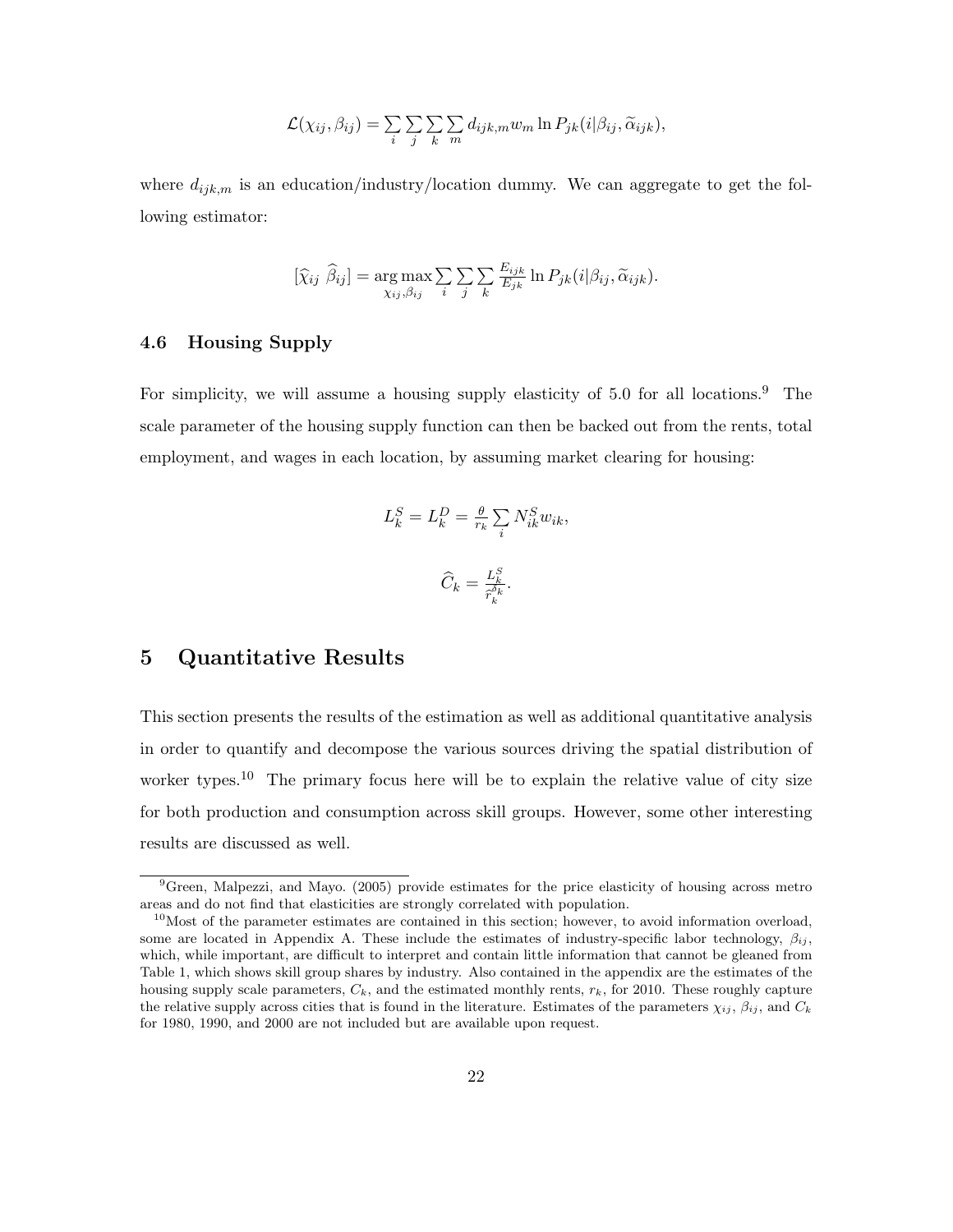$$\mathcal{L}(\chi_{ij}, \beta_{ij}) = \sum_i \sum_j \sum_k \sum_m d_{ijk,m} w_m \ln P_{jk}(i|\beta_{ij}, \widetilde{\alpha}_{ijk}),$$

where $d_{ijk,m}$ is an education/industry/location dummy. We can aggregate to get the following estimator:

$$[\widehat{\chi}_{ij} \ \widehat{\beta}_{ij}] = \underset{\chi_{ij}, \beta_{ij}}{\arg\max} \sum_i \sum_j \sum_k \frac{E_{ijk}}{E_{jk}} \ln P_{jk}(i|\beta_{ij}, \widetilde{\alpha}_{ijk}).$$

### 4.6 Housing Supply

For simplicity, we will assume a housing supply elasticity of 5.0 for all locations.[9] The scale parameter of the housing supply function can then be backed out from the rents, total employment, and wages in each location, by assuming market clearing for housing:

$$L_k^S = L_k^D = \frac{\theta}{r_k} \sum_i N_{ik}^S w_{ik},$$

$$\widehat{C}_k = \frac{L_k^S}{\widehat{r}_k^{\delta_k}}.$$

## 5 Quantitative Results

This section presents the results of the estimation as well as additional quantitative analysis in order to quantify and decompose the various sources driving the spatial distribution of worker types.[10] The primary focus here will be to explain the relative value of city size for both production and consumption across skill groups. However, some other interesting results are discussed as well.

[9] Green, Malpezzi, and Mayo. (2005) provide estimates for the price elasticity of housing across metro areas and do not find that elasticities are strongly correlated with population.

[10] Most of the parameter estimates are contained in this section; however, to avoid information overload, some are located in Appendix A. These include the estimates of industry-specific labor technology, $\beta_{ij}$, which, while important, are difficult to interpret and contain little information that cannot be gleaned from Table 1, which shows skill group shares by industry. Also contained in the appendix are the estimates of the housing supply scale parameters, $C_k$, and the estimated monthly rents, $r_k$, for 2010. These roughly capture the relative supply across cities that is found in the literature. Estimates of the parameters $\chi_{ij}$, $\beta_{ij}$, and $C_k$ for 1980, 1990, and 2000 are not included but are available upon request.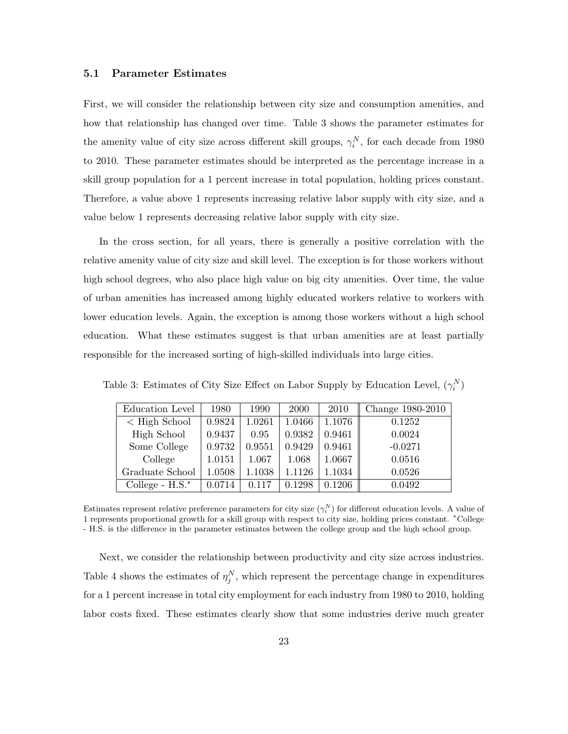### 5.1 Parameter Estimates

First, we will consider the relationship between city size and consumption amenities, and how that relationship has changed over time. Table 3 shows the parameter estimates for the amenity value of city size across different skill groups, $\gamma_i^N$, for each decade from 1980 to 2010. These parameter estimates should be interpreted as the percentage increase in a skill group population for a 1 percent increase in total population, holding prices constant. Therefore, a value above 1 represents increasing relative labor supply with city size, and a value below 1 represents decreasing relative labor supply with city size.

In the cross section, for all years, there is generally a positive correlation with the relative amenity value of city size and skill level. The exception is for those workers without high school degrees, who also place high value on big city amenities. Over time, the value of urban amenities has increased among highly educated workers relative to workers with lower education levels. Again, the exception is among those workers without a high school education. What these estimates suggest is that urban amenities are at least partially responsible for the increased sorting of high-skilled individuals into large cities.

Table 3: Estimates of City Size Effect on Labor Supply by Education Level, ($\gamma_i^N$)

| Education Level | 1980 | 1990 | 2000 | 2010 | Change 1980-2010 |
|---|---|---|---|---|---|
| < High School | 0.9824 | 1.0261 | 1.0466 | 1.1076 | 0.1252 |
| High School | 0.9437 | 0.95 | 0.9382 | 0.9461 | 0.0024 |
| Some College | 0.9732 | 0.9551 | 0.9429 | 0.9461 | -0.0271 |
| College | 1.0151 | 1.067 | 1.068 | 1.0667 | 0.0516 |
| Graduate School | 1.0508 | 1.1038 | 1.1126 | 1.1034 | 0.0526 |
| College - H.S.* | 0.0714 | 0.117 | 0.1298 | 0.1206 | 0.0492 |

Estimates represent relative preference parameters for city size ($\gamma_i^N$) for different education levels. A value of 1 represents proportional growth for a skill group with respect to city size, holding prices constant. *College - H.S. is the difference in the parameter estimates between the college group and the high school group.

Next, we consider the relationship between productivity and city size across industries. Table 4 shows the estimates of $\eta_j^N$, which represent the percentage change in expenditures for a 1 percent increase in total city employment for each industry from 1980 to 2010, holding labor costs fixed. These estimates clearly show that some industries derive much greater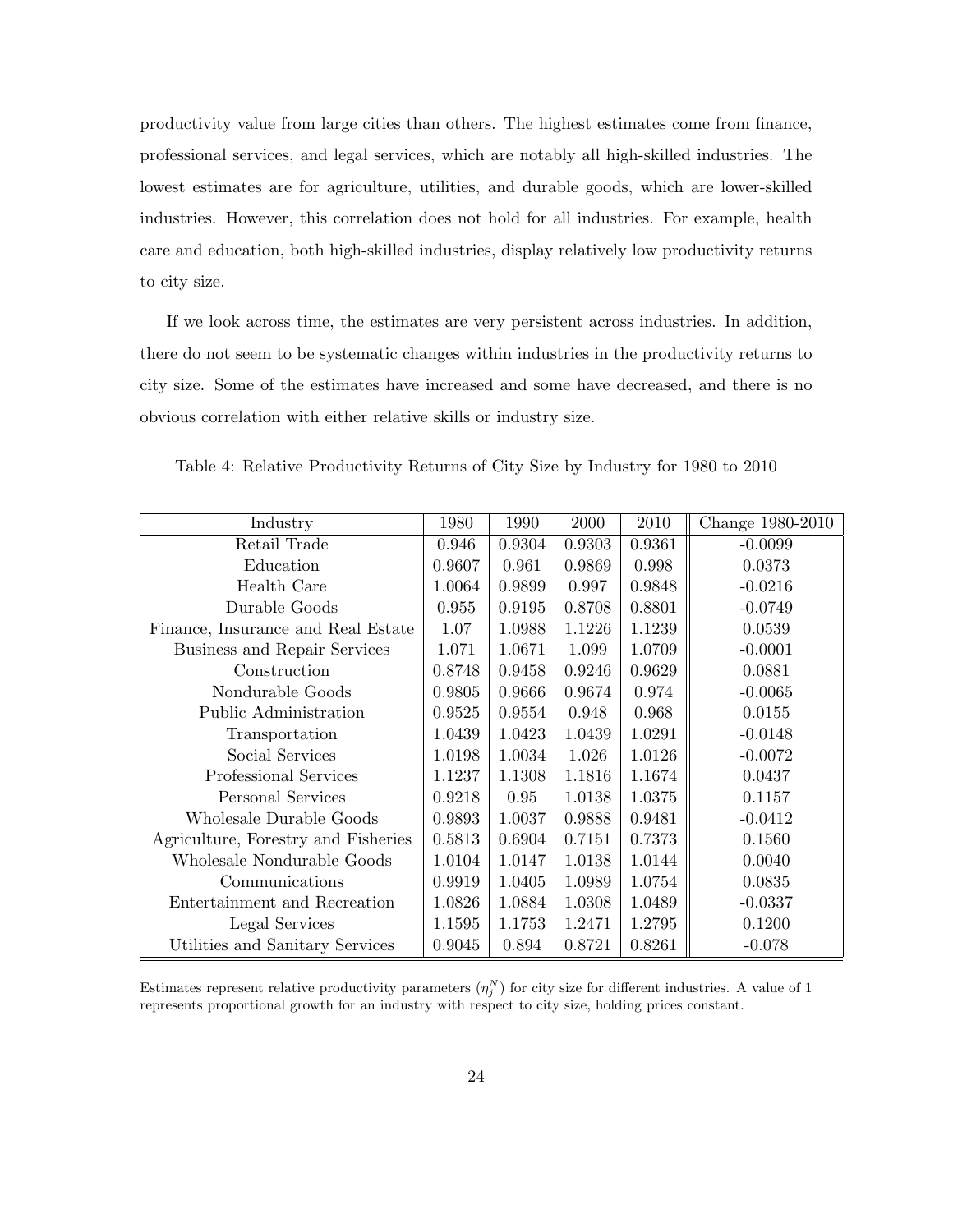productivity value from large cities than others. The highest estimates come from finance, professional services, and legal services, which are notably all high-skilled industries. The lowest estimates are for agriculture, utilities, and durable goods, which are lower-skilled industries. However, this correlation does not hold for all industries. For example, health care and education, both high-skilled industries, display relatively low productivity returns to city size.

If we look across time, the estimates are very persistent across industries. In addition, there do not seem to be systematic changes within industries in the productivity returns to city size. Some of the estimates have increased and some have decreased, and there is no obvious correlation with either relative skills or industry size.

Table 4: Relative Productivity Returns of City Size by Industry for 1980 to 2010

| Industry | 1980 | 1990 | 2000 | 2010 | Change 1980-2010 |
|---|---|---|---|---|---|
| Retail Trade | 0.946 | 0.9304 | 0.9303 | 0.9361 | -0.0099 |
| Education | 0.9607 | 0.961 | 0.9869 | 0.998 | 0.0373 |
| Health Care | 1.0064 | 0.9899 | 0.997 | 0.9848 | -0.0216 |
| Durable Goods | 0.955 | 0.9195 | 0.8708 | 0.8801 | -0.0749 |
| Finance, Insurance and Real Estate | 1.07 | 1.0988 | 1.1226 | 1.1239 | 0.0539 |
| Business and Repair Services | 1.071 | 1.0671 | 1.099 | 1.0709 | -0.0001 |
| Construction | 0.8748 | 0.9458 | 0.9246 | 0.9629 | 0.0881 |
| Nondurable Goods | 0.9805 | 0.9666 | 0.9674 | 0.974 | -0.0065 |
| Public Administration | 0.9525 | 0.9554 | 0.948 | 0.968 | 0.0155 |
| Transportation | 1.0439 | 1.0423 | 1.0439 | 1.0291 | -0.0148 |
| Social Services | 1.0198 | 1.0034 | 1.026 | 1.0126 | -0.0072 |
| Professional Services | 1.1237 | 1.1308 | 1.1816 | 1.1674 | 0.0437 |
| Personal Services | 0.9218 | 0.95 | 1.0138 | 1.0375 | 0.1157 |
| Wholesale Durable Goods | 0.9893 | 1.0037 | 0.9888 | 0.9481 | -0.0412 |
| Agriculture, Forestry and Fisheries | 0.5813 | 0.6904 | 0.7151 | 0.7373 | 0.1560 |
| Wholesale Nondurable Goods | 1.0104 | 1.0147 | 1.0138 | 1.0144 | 0.0040 |
| Communications | 0.9919 | 1.0405 | 1.0989 | 1.0754 | 0.0835 |
| Entertainment and Recreation | 1.0826 | 1.0884 | 1.0308 | 1.0489 | -0.0337 |
| Legal Services | 1.1595 | 1.1753 | 1.2471 | 1.2795 | 0.1200 |
| Utilities and Sanitary Services | 0.9045 | 0.894 | 0.8721 | 0.8261 | -0.078 |

Estimates represent relative productivity parameters ($\eta_j^N$) for city size for different industries. A value of 1 represents proportional growth for an industry with respect to city size, holding prices constant.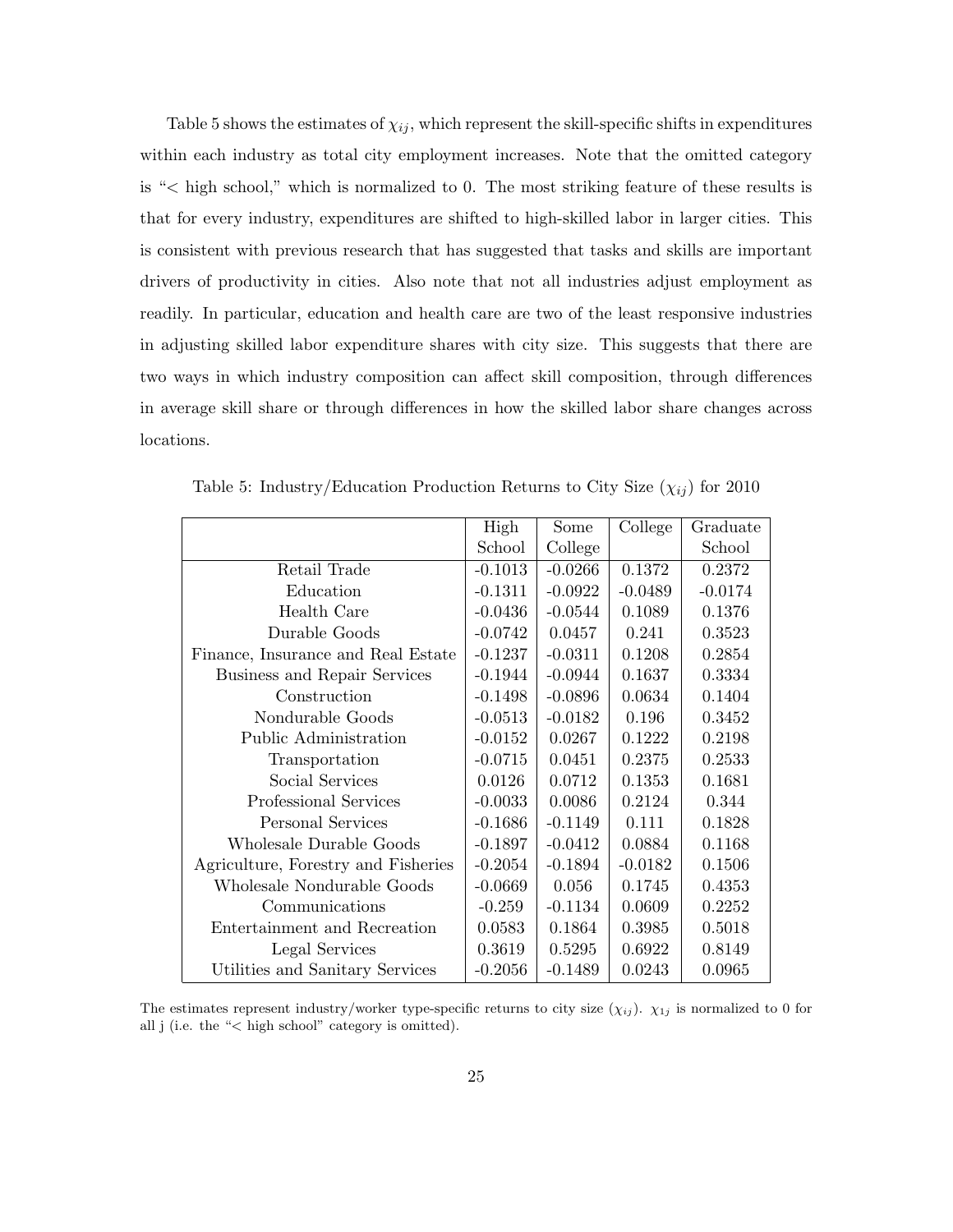Table 5 shows the estimates of $\chi_{ij}$, which represent the skill-specific shifts in expenditures within each industry as total city employment increases. Note that the omitted category is "< high school," which is normalized to 0. The most striking feature of these results is that for every industry, expenditures are shifted to high-skilled labor in larger cities. This is consistent with previous research that has suggested that tasks and skills are important drivers of productivity in cities. Also note that not all industries adjust employment as readily. In particular, education and health care are two of the least responsive industries in adjusting skilled labor expenditure shares with city size. This suggests that there are two ways in which industry composition can affect skill composition, through differences in average skill share or through differences in how the skilled labor share changes across locations.

Table 5: Industry/Education Production Returns to City Size ($\chi_{ij}$) for 2010

| | High School | Some College | College | Graduate School |
|---|---|---|---|---|
| Retail Trade | -0.1013 | -0.0266 | 0.1372 | 0.2372 |
| Education | -0.1311 | -0.0922 | -0.0489 | -0.0174 |
| Health Care | -0.0436 | -0.0544 | 0.1089 | 0.1376 |
| Durable Goods | -0.0742 | 0.0457 | 0.241 | 0.3523 |
| Finance, Insurance and Real Estate | -0.1237 | -0.0311 | 0.1208 | 0.2854 |
| Business and Repair Services | -0.1944 | -0.0944 | 0.1637 | 0.3334 |
| Construction | -0.1498 | -0.0896 | 0.0634 | 0.1404 |
| Nondurable Goods | -0.0513 | -0.0182 | 0.196 | 0.3452 |
| Public Administration | -0.0152 | 0.0267 | 0.1222 | 0.2198 |
| Transportation | -0.0715 | 0.0451 | 0.2375 | 0.2533 |
| Social Services | 0.0126 | 0.0712 | 0.1353 | 0.1681 |
| Professional Services | -0.0033 | 0.0086 | 0.2124 | 0.344 |
| Personal Services | -0.1686 | -0.1149 | 0.111 | 0.1828 |
| Wholesale Durable Goods | -0.1897 | -0.0412 | 0.0884 | 0.1168 |
| Agriculture, Forestry and Fisheries | -0.2054 | -0.1894 | -0.0182 | 0.1506 |
| Wholesale Nondurable Goods | -0.0669 | 0.056 | 0.1745 | 0.4353 |
| Communications | -0.259 | -0.1134 | 0.0609 | 0.2252 |
| Entertainment and Recreation | 0.0583 | 0.1864 | 0.3985 | 0.5018 |
| Legal Services | 0.3619 | 0.5295 | 0.6922 | 0.8149 |
| Utilities and Sanitary Services | -0.2056 | -0.1489 | 0.0243 | 0.0965 |

The estimates represent industry/worker type-specific returns to city size ($\chi_{ij}$). $\chi_{1j}$ is normalized to 0 for all j (i.e. the "< high school" category is omitted).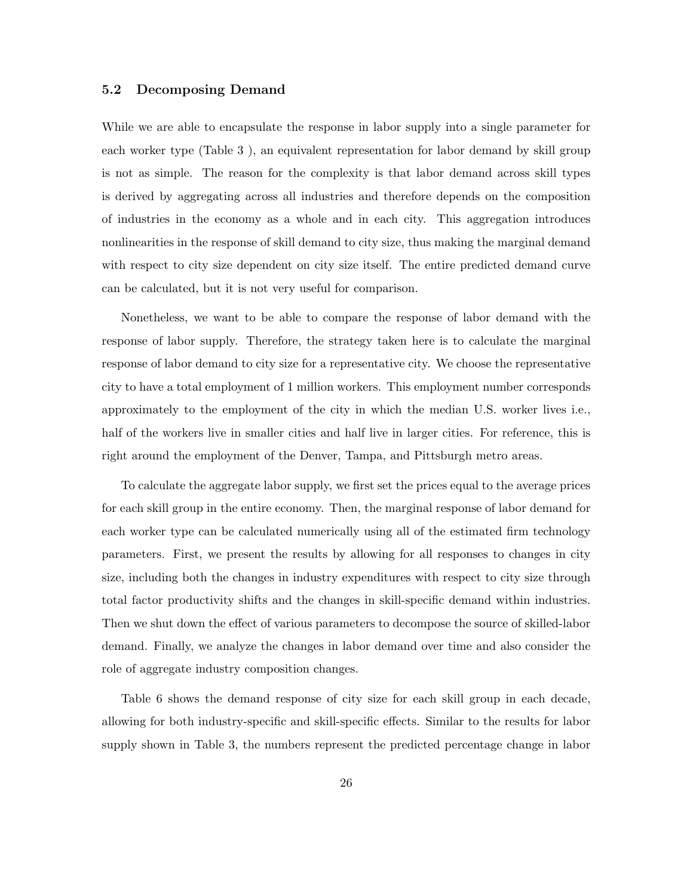### 5.2 Decomposing Demand

While we are able to encapsulate the response in labor supply into a single parameter for each worker type (Table 3 ), an equivalent representation for labor demand by skill group is not as simple. The reason for the complexity is that labor demand across skill types is derived by aggregating across all industries and therefore depends on the composition of industries in the economy as a whole and in each city. This aggregation introduces nonlinearities in the response of skill demand to city size, thus making the marginal demand with respect to city size dependent on city size itself. The entire predicted demand curve can be calculated, but it is not very useful for comparison.

Nonetheless, we want to be able to compare the response of labor demand with the response of labor supply. Therefore, the strategy taken here is to calculate the marginal response of labor demand to city size for a representative city. We choose the representative city to have a total employment of 1 million workers. This employment number corresponds approximately to the employment of the city in which the median U.S. worker lives i.e., half of the workers live in smaller cities and half live in larger cities. For reference, this is right around the employment of the Denver, Tampa, and Pittsburgh metro areas.

To calculate the aggregate labor supply, we first set the prices equal to the average prices for each skill group in the entire economy. Then, the marginal response of labor demand for each worker type can be calculated numerically using all of the estimated firm technology parameters. First, we present the results by allowing for all responses to changes in city size, including both the changes in industry expenditures with respect to city size through total factor productivity shifts and the changes in skill-specific demand within industries. Then we shut down the effect of various parameters to decompose the source of skilled-labor demand. Finally, we analyze the changes in labor demand over time and also consider the role of aggregate industry composition changes.

Table 6 shows the demand response of city size for each skill group in each decade, allowing for both industry-specific and skill-specific effects. Similar to the results for labor supply shown in Table 3, the numbers represent the predicted percentage change in labor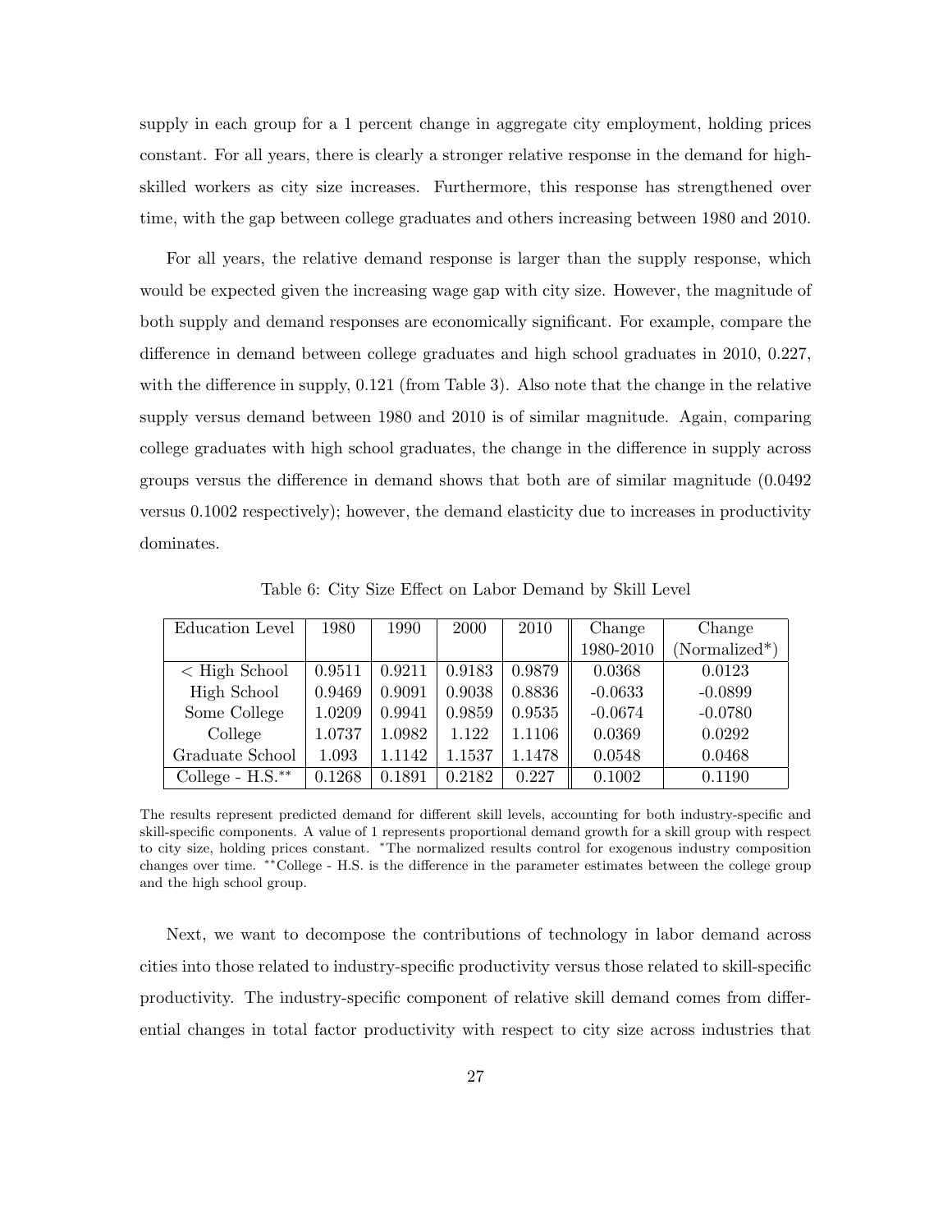supply in each group for a 1 percent change in aggregate city employment, holding prices constant. For all years, there is clearly a stronger relative response in the demand for high-skilled workers as city size increases. Furthermore, this response has strengthened over time, with the gap between college graduates and others increasing between 1980 and 2010.

For all years, the relative demand response is larger than the supply response, which would be expected given the increasing wage gap with city size. However, the magnitude of both supply and demand responses are economically significant. For example, compare the difference in demand between college graduates and high school graduates in 2010, 0.227, with the difference in supply, 0.121 (from Table 3). Also note that the change in the relative supply versus demand between 1980 and 2010 is of similar magnitude. Again, comparing college graduates with high school graduates, the change in the difference in supply across groups versus the difference in demand shows that both are of similar magnitude (0.0492 versus 0.1002 respectively); however, the demand elasticity due to increases in productivity dominates.

Table 6: City Size Effect on Labor Demand by Skill Level

| Education Level | 1980 | 1990 | 2000 | 2010 | Change 1980-2010 | Change (Normalized*) |
|---|---|---|---|---|---|---|
| < High School | 0.9511 | 0.9211 | 0.9183 | 0.9879 | 0.0368 | 0.0123 |
| High School | 0.9469 | 0.9091 | 0.9038 | 0.8836 | -0.0633 | -0.0899 |
| Some College | 1.0209 | 0.9941 | 0.9859 | 0.9535 | -0.0674 | -0.0780 |
| College | 1.0737 | 1.0982 | 1.122 | 1.1106 | 0.0369 | 0.0292 |
| Graduate School | 1.093 | 1.1142 | 1.1537 | 1.1478 | 0.0548 | 0.0468 |
| College - H.S.** | 0.1268 | 0.1891 | 0.2182 | 0.227 | 0.1002 | 0.1190 |

The results represent predicted demand for different skill levels, accounting for both industry-specific and skill-specific components. A value of 1 represents proportional demand growth for a skill group with respect to city size, holding prices constant. *The normalized results control for exogenous industry composition changes over time. **College - H.S. is the difference in the parameter estimates between the college group and the high school group.

Next, we want to decompose the contributions of technology in labor demand across cities into those related to industry-specific productivity versus those related to skill-specific productivity. The industry-specific component of relative skill demand comes from differential changes in total factor productivity with respect to city size across industries that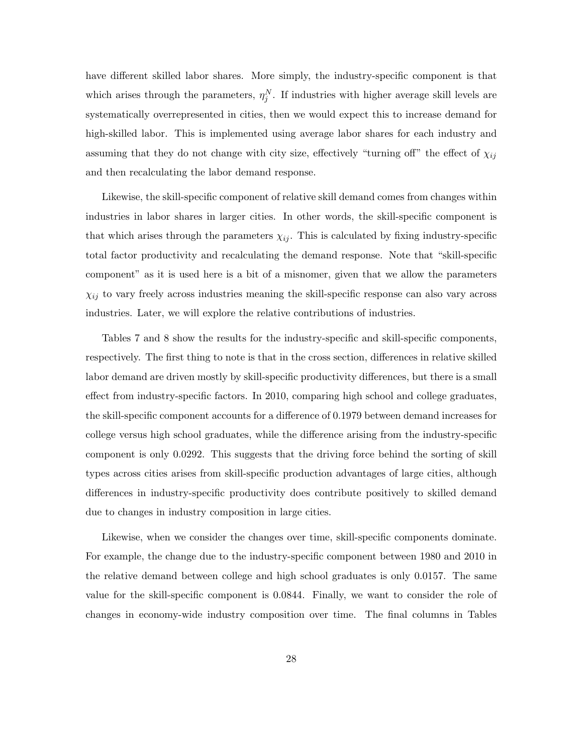have different skilled labor shares. More simply, the industry-specific component is that which arises through the parameters, $\eta_j^N$. If industries with higher average skill levels are systematically overrepresented in cities, then we would expect this to increase demand for high-skilled labor. This is implemented using average labor shares for each industry and assuming that they do not change with city size, effectively "turning off" the effect of $\chi_{ij}$ and then recalculating the labor demand response.

Likewise, the skill-specific component of relative skill demand comes from changes within industries in labor shares in larger cities. In other words, the skill-specific component is that which arises through the parameters $\chi_{ij}$. This is calculated by fixing industry-specific total factor productivity and recalculating the demand response. Note that "skill-specific component" as it is used here is a bit of a misnomer, given that we allow the parameters $\chi_{ij}$ to vary freely across industries meaning the skill-specific response can also vary across industries. Later, we will explore the relative contributions of industries.

Tables 7 and 8 show the results for the industry-specific and skill-specific components, respectively. The first thing to note is that in the cross section, differences in relative skilled labor demand are driven mostly by skill-specific productivity differences, but there is a small effect from industry-specific factors. In 2010, comparing high school and college graduates, the skill-specific component accounts for a difference of 0.1979 between demand increases for college versus high school graduates, while the difference arising from the industry-specific component is only 0.0292. This suggests that the driving force behind the sorting of skill types across cities arises from skill-specific production advantages of large cities, although differences in industry-specific productivity does contribute positively to skilled demand due to changes in industry composition in large cities.

Likewise, when we consider the changes over time, skill-specific components dominate. For example, the change due to the industry-specific component between 1980 and 2010 in the relative demand between college and high school graduates is only 0.0157. The same value for the skill-specific component is 0.0844. Finally, we want to consider the role of changes in economy-wide industry composition over time. The final columns in Tables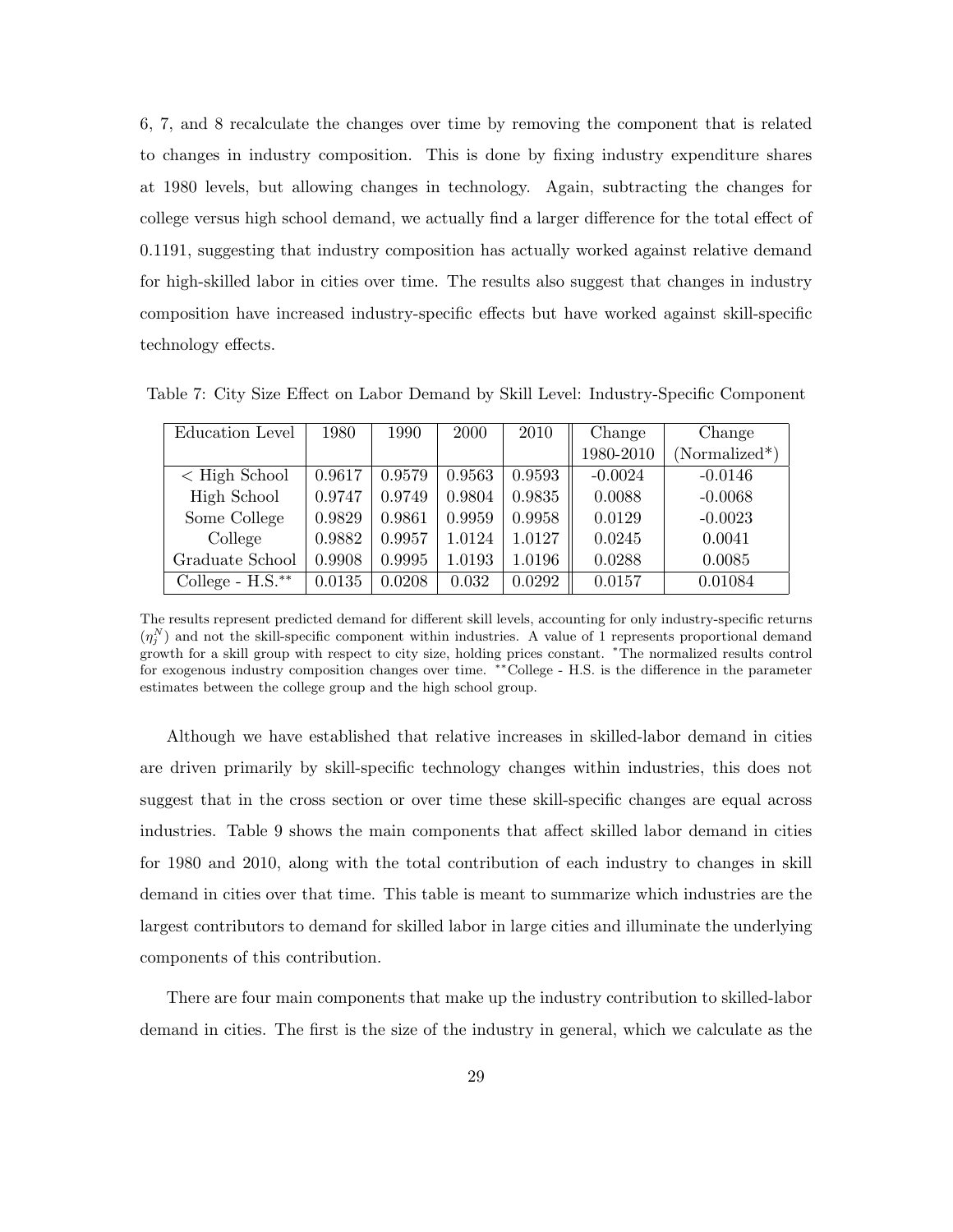6, 7, and 8 recalculate the changes over time by removing the component that is related to changes in industry composition. This is done by fixing industry expenditure shares at 1980 levels, but allowing changes in technology. Again, subtracting the changes for college versus high school demand, we actually find a larger difference for the total effect of 0.1191, suggesting that industry composition has actually worked against relative demand for high-skilled labor in cities over time. The results also suggest that changes in industry composition have increased industry-specific effects but have worked against skill-specific technology effects.

Table 7: City Size Effect on Labor Demand by Skill Level: Industry-Specific Component

| Education Level | 1980 | 1990 | 2000 | 2010 | Change 1980-2010 | Change (Normalized*) |
|---|---|---|---|---|---|---|
| < High School | 0.9617 | 0.9579 | 0.9563 | 0.9593 | -0.0024 | -0.0146 |
| High School | 0.9747 | 0.9749 | 0.9804 | 0.9835 | 0.0088 | -0.0068 |
| Some College | 0.9829 | 0.9861 | 0.9959 | 0.9958 | 0.0129 | -0.0023 |
| College | 0.9882 | 0.9957 | 1.0124 | 1.0127 | 0.0245 | 0.0041 |
| Graduate School | 0.9908 | 0.9995 | 1.0193 | 1.0196 | 0.0288 | 0.0085 |
| College - H.S.** | 0.0135 | 0.0208 | 0.032 | 0.0292 | 0.0157 | 0.01084 |

The results represent predicted demand for different skill levels, accounting for only industry-specific returns ($\eta_j^N$) and not the skill-specific component within industries. A value of 1 represents proportional demand growth for a skill group with respect to city size, holding prices constant. *The normalized results control for exogenous industry composition changes over time. **College - H.S. is the difference in the parameter estimates between the college group and the high school group.

Although we have established that relative increases in skilled-labor demand in cities are driven primarily by skill-specific technology changes within industries, this does not suggest that in the cross section or over time these skill-specific changes are equal across industries. Table 9 shows the main components that affect skilled labor demand in cities for 1980 and 2010, along with the total contribution of each industry to changes in skill demand in cities over that time. This table is meant to summarize which industries are the largest contributors to demand for skilled labor in large cities and illuminate the underlying components of this contribution.

There are four main components that make up the industry contribution to skilled-labor demand in cities. The first is the size of the industry in general, which we calculate as the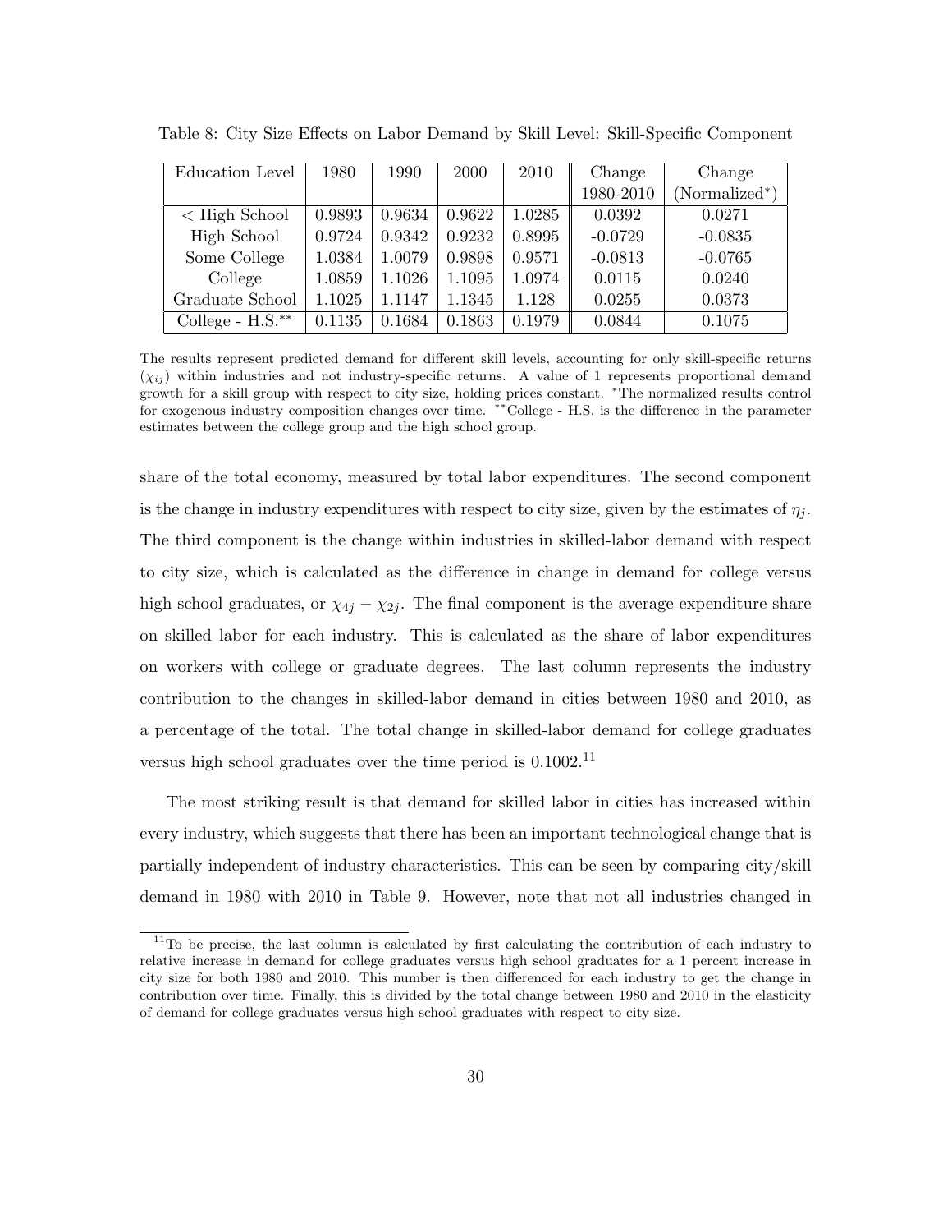Table 8: City Size Effects on Labor Demand by Skill Level: Skill-Specific Component

| Education Level | 1980 | 1990 | 2000 | 2010 | Change 1980-2010 | Change (Normalized*) |
|---|---|---|---|---|---|---|
| < High School | 0.9893 | 0.9634 | 0.9622 | 1.0285 | 0.0392 | 0.0271 |
| High School | 0.9724 | 0.9342 | 0.9232 | 0.8995 | -0.0729 | -0.0835 |
| Some College | 1.0384 | 1.0079 | 0.9898 | 0.9571 | -0.0813 | -0.0765 |
| College | 1.0859 | 1.1026 | 1.1095 | 1.0974 | 0.0115 | 0.0240 |
| Graduate School | 1.1025 | 1.1147 | 1.1345 | 1.128 | 0.0255 | 0.0373 |
| College - H.S.** | 0.1135 | 0.1684 | 0.1863 | 0.1979 | 0.0844 | 0.1075 |

The results represent predicted demand for different skill levels, accounting for only skill-specific returns ($\chi_{ij}$) within industries and not industry-specific returns. A value of 1 represents proportional demand growth for a skill group with respect to city size, holding prices constant. *The normalized results control for exogenous industry composition changes over time. **College - H.S. is the difference in the parameter estimates between the college group and the high school group.

share of the total economy, measured by total labor expenditures. The second component is the change in industry expenditures with respect to city size, given by the estimates of $\eta_j$. The third component is the change within industries in skilled-labor demand with respect to city size, which is calculated as the difference in change in demand for college versus high school graduates, or $\chi_{4j} - \chi_{2j}$. The final component is the average expenditure share on skilled labor for each industry. This is calculated as the share of labor expenditures on workers with college or graduate degrees. The last column represents the industry contribution to the changes in skilled-labor demand in cities between 1980 and 2010, as a percentage of the total. The total change in skilled-labor demand for college graduates versus high school graduates over the time period is 0.1002.[11]

The most striking result is that demand for skilled labor in cities has increased within every industry, which suggests that there has been an important technological change that is partially independent of industry characteristics. This can be seen by comparing city/skill demand in 1980 with 2010 in Table 9. However, note that not all industries changed in

[11] To be precise, the last column is calculated by first calculating the contribution of each industry to relative increase in demand for college graduates versus high school graduates for a 1 percent increase in city size for both 1980 and 2010. This number is then differenced for each industry to get the change in contribution over time. Finally, this is divided by the total change between 1980 and 2010 in the elasticity of demand for college graduates versus high school graduates with respect to city size.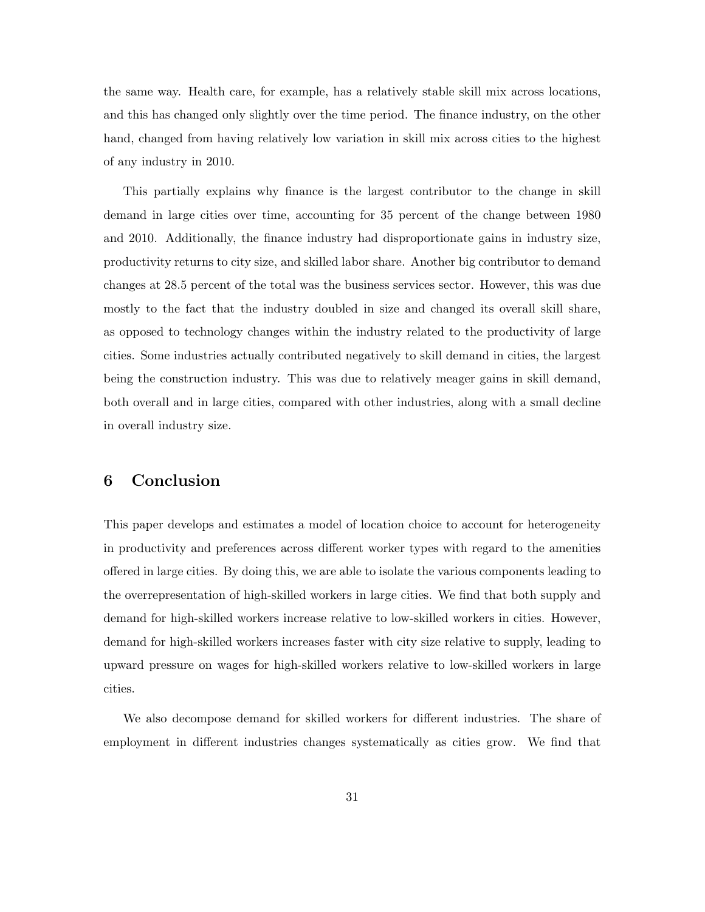the same way. Health care, for example, has a relatively stable skill mix across locations, and this has changed only slightly over the time period. The finance industry, on the other hand, changed from having relatively low variation in skill mix across cities to the highest of any industry in 2010.

This partially explains why finance is the largest contributor to the change in skill demand in large cities over time, accounting for 35 percent of the change between 1980 and 2010. Additionally, the finance industry had disproportionate gains in industry size, productivity returns to city size, and skilled labor share. Another big contributor to demand changes at 28.5 percent of the total was the business services sector. However, this was due mostly to the fact that the industry doubled in size and changed its overall skill share, as opposed to technology changes within the industry related to the productivity of large cities. Some industries actually contributed negatively to skill demand in cities, the largest being the construction industry. This was due to relatively meager gains in skill demand, both overall and in large cities, compared with other industries, along with a small decline in overall industry size.

## 6 Conclusion

This paper develops and estimates a model of location choice to account for heterogeneity in productivity and preferences across different worker types with regard to the amenities offered in large cities. By doing this, we are able to isolate the various components leading to the overrepresentation of high-skilled workers in large cities. We find that both supply and demand for high-skilled workers increase relative to low-skilled workers in cities. However, demand for high-skilled workers increases faster with city size relative to supply, leading to upward pressure on wages for high-skilled workers relative to low-skilled workers in large cities.

We also decompose demand for skilled workers for different industries. The share of employment in different industries changes systematically as cities grow. We find that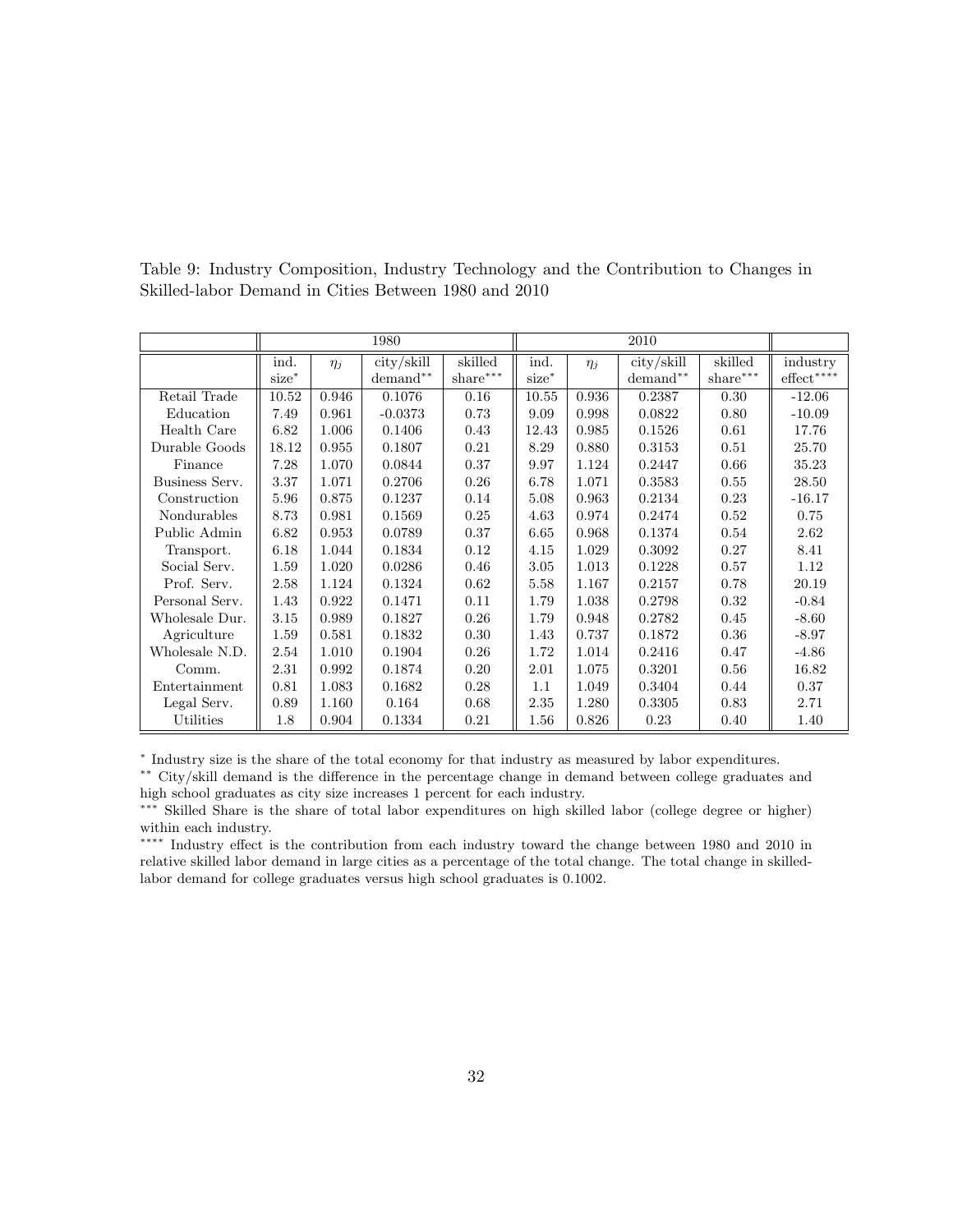Table 9: Industry Composition, Industry Technology and the Contribution to Changes in Skilled-labor Demand in Cities Between 1980 and 2010

| | 1980 | | | | 2010 | | | | |
|---|---|---|---|---|---|---|---|---|---|
| | ind. size* | $\eta_j$ | city/skill demand** | skilled share*** | ind. size* | $\eta_j$ | city/skill demand** | skilled share*** | industry effect**** |
| Retail Trade | 10.52 | 0.946 | 0.1076 | 0.16 | 10.55 | 0.936 | 0.2387 | 0.30 | -12.06 |
| Education | 7.49 | 0.961 | -0.0373 | 0.73 | 9.09 | 0.998 | 0.0822 | 0.80 | -10.09 |
| Health Care | 6.82 | 1.006 | 0.1406 | 0.43 | 12.43 | 0.985 | 0.1526 | 0.61 | 17.76 |
| Durable Goods | 18.12 | 0.955 | 0.1807 | 0.21 | 8.29 | 0.880 | 0.3153 | 0.51 | 25.70 |
| Finance | 7.28 | 1.070 | 0.0844 | 0.37 | 9.97 | 1.124 | 0.2447 | 0.66 | 35.23 |
| Business Serv. | 3.37 | 1.071 | 0.2706 | 0.26 | 6.78 | 1.071 | 0.3583 | 0.55 | 28.50 |
| Construction | 5.96 | 0.875 | 0.1237 | 0.14 | 5.08 | 0.963 | 0.2134 | 0.23 | -16.17 |
| Nondurables | 8.73 | 0.981 | 0.1569 | 0.25 | 4.63 | 0.974 | 0.2474 | 0.52 | 0.75 |
| Public Admin | 6.82 | 0.953 | 0.0789 | 0.37 | 6.65 | 0.968 | 0.1374 | 0.54 | 2.62 |
| Transport. | 6.18 | 1.044 | 0.1834 | 0.12 | 4.15 | 1.029 | 0.3092 | 0.27 | 8.41 |
| Social Serv. | 1.59 | 1.020 | 0.0286 | 0.46 | 3.05 | 1.013 | 0.1228 | 0.57 | 1.12 |
| Prof. Serv. | 2.58 | 1.124 | 0.1324 | 0.62 | 5.58 | 1.167 | 0.2157 | 0.78 | 20.19 |
| Personal Serv. | 1.43 | 0.922 | 0.1471 | 0.11 | 1.79 | 1.038 | 0.2798 | 0.32 | -0.84 |
| Wholesale Dur. | 3.15 | 0.989 | 0.1827 | 0.26 | 1.79 | 0.948 | 0.2782 | 0.45 | -8.60 |
| Agriculture | 1.59 | 0.581 | 0.1832 | 0.30 | 1.43 | 0.737 | 0.1872 | 0.36 | -8.97 |
| Wholesale N.D. | 2.54 | 1.010 | 0.1904 | 0.26 | 1.72 | 1.014 | 0.2416 | 0.47 | -4.86 |
| Comm. | 2.31 | 0.992 | 0.1874 | 0.20 | 2.01 | 1.075 | 0.3201 | 0.56 | 16.82 |
| Entertainment | 0.81 | 1.083 | 0.1682 | 0.28 | 1.1 | 1.049 | 0.3404 | 0.44 | 0.37 |
| Legal Serv. | 0.89 | 1.160 | 0.164 | 0.68 | 2.35 | 1.280 | 0.3305 | 0.83 | 2.71 |
| Utilities | 1.8 | 0.904 | 0.1334 | 0.21 | 1.56 | 0.826 | 0.23 | 0.40 | 1.40 |

* Industry size is the share of the total economy for that industry as measured by labor expenditures.

** City/skill demand is the difference in the percentage change in demand between college graduates and high school graduates as city size increases 1 percent for each industry.

*** Skilled Share is the share of total labor expenditures on high skilled labor (college degree or higher) within each industry.

**** Industry effect is the contribution from each industry toward the change between 1980 and 2010 in relative skilled labor demand in large cities as a percentage of the total change. The total change in skilled-labor demand for college graduates versus high school graduates is 0.1002.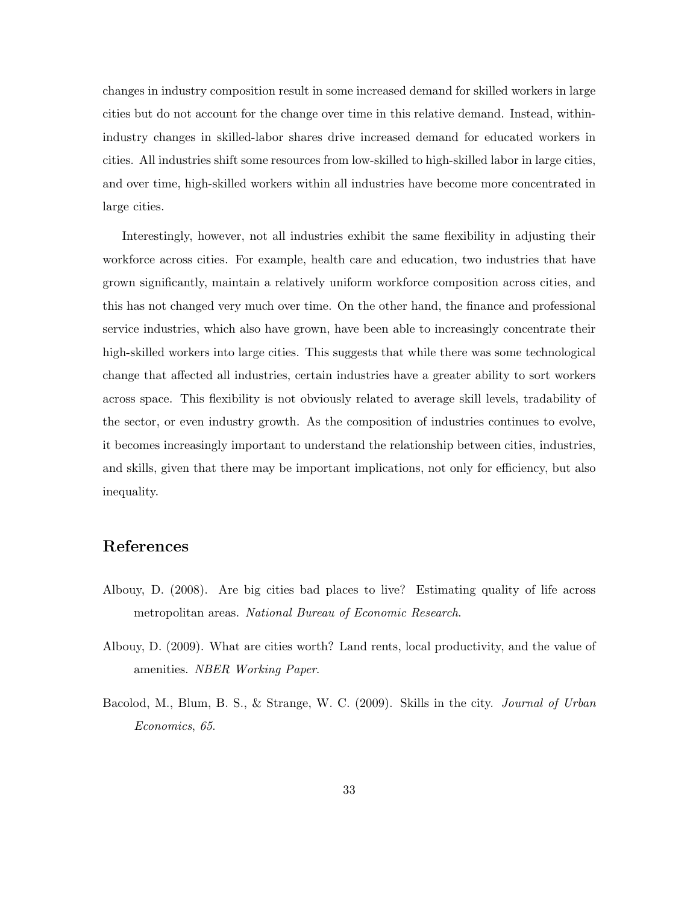changes in industry composition result in some increased demand for skilled workers in large cities but do not account for the change over time in this relative demand. Instead, within-industry changes in skilled-labor shares drive increased demand for educated workers in cities. All industries shift some resources from low-skilled to high-skilled labor in large cities, and over time, high-skilled workers within all industries have become more concentrated in large cities.

Interestingly, however, not all industries exhibit the same flexibility in adjusting their workforce across cities. For example, health care and education, two industries that have grown significantly, maintain a relatively uniform workforce composition across cities, and this has not changed very much over time. On the other hand, the finance and professional service industries, which also have grown, have been able to increasingly concentrate their high-skilled workers into large cities. This suggests that while there was some technological change that affected all industries, certain industries have a greater ability to sort workers across space. This flexibility is not obviously related to average skill levels, tradability of the sector, or even industry growth. As the composition of industries continues to evolve, it becomes increasingly important to understand the relationship between cities, industries, and skills, given that there may be important implications, not only for efficiency, but also inequality.

## References

Albouy, D. (2008). Are big cities bad places to live? Estimating quality of life across metropolitan areas. *National Bureau of Economic Research*.

Albouy, D. (2009). What are cities worth? Land rents, local productivity, and the value of amenities. *NBER Working Paper*.

Bacolod, M., Blum, B. S., & Strange, W. C. (2009). Skills in the city. *Journal of Urban Economics*, *65*.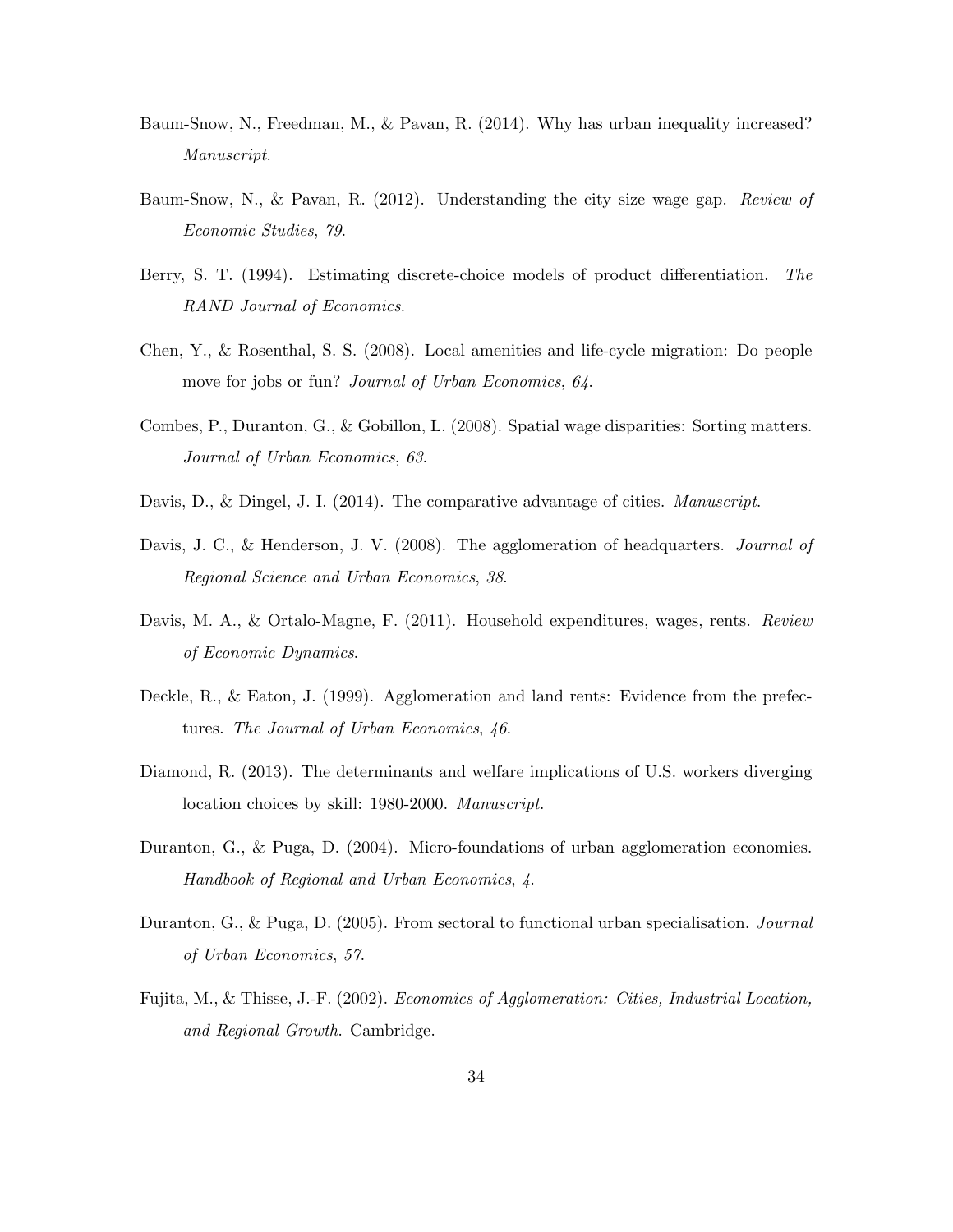Baum-Snow, N., Freedman, M., & Pavan, R. (2014). Why has urban inequality increased? *Manuscript*.

Baum-Snow, N., & Pavan, R. (2012). Understanding the city size wage gap. *Review of Economic Studies*, *79*.

Berry, S. T. (1994). Estimating discrete-choice models of product differentiation. *The RAND Journal of Economics*.

Chen, Y., & Rosenthal, S. S. (2008). Local amenities and life-cycle migration: Do people move for jobs or fun? *Journal of Urban Economics*, *64*.

Combes, P., Duranton, G., & Gobillon, L. (2008). Spatial wage disparities: Sorting matters. *Journal of Urban Economics*, *63*.

Davis, D., & Dingel, J. I. (2014). The comparative advantage of cities. *Manuscript*.

Davis, J. C., & Henderson, J. V. (2008). The agglomeration of headquarters. *Journal of Regional Science and Urban Economics*, *38*.

Davis, M. A., & Ortalo-Magne, F. (2011). Household expenditures, wages, rents. *Review of Economic Dynamics*.

Deckle, R., & Eaton, J. (1999). Agglomeration and land rents: Evidence from the prefectures. *The Journal of Urban Economics*, *46*.

Diamond, R. (2013). The determinants and welfare implications of U.S. workers diverging location choices by skill: 1980-2000. *Manuscript*.

Duranton, G., & Puga, D. (2004). Micro-foundations of urban agglomeration economies. *Handbook of Regional and Urban Economics*, *4*.

Duranton, G., & Puga, D. (2005). From sectoral to functional urban specialisation. *Journal of Urban Economics*, *57*.

Fujita, M., & Thisse, J.-F. (2002). *Economics of Agglomeration: Cities, Industrial Location, and Regional Growth*. Cambridge.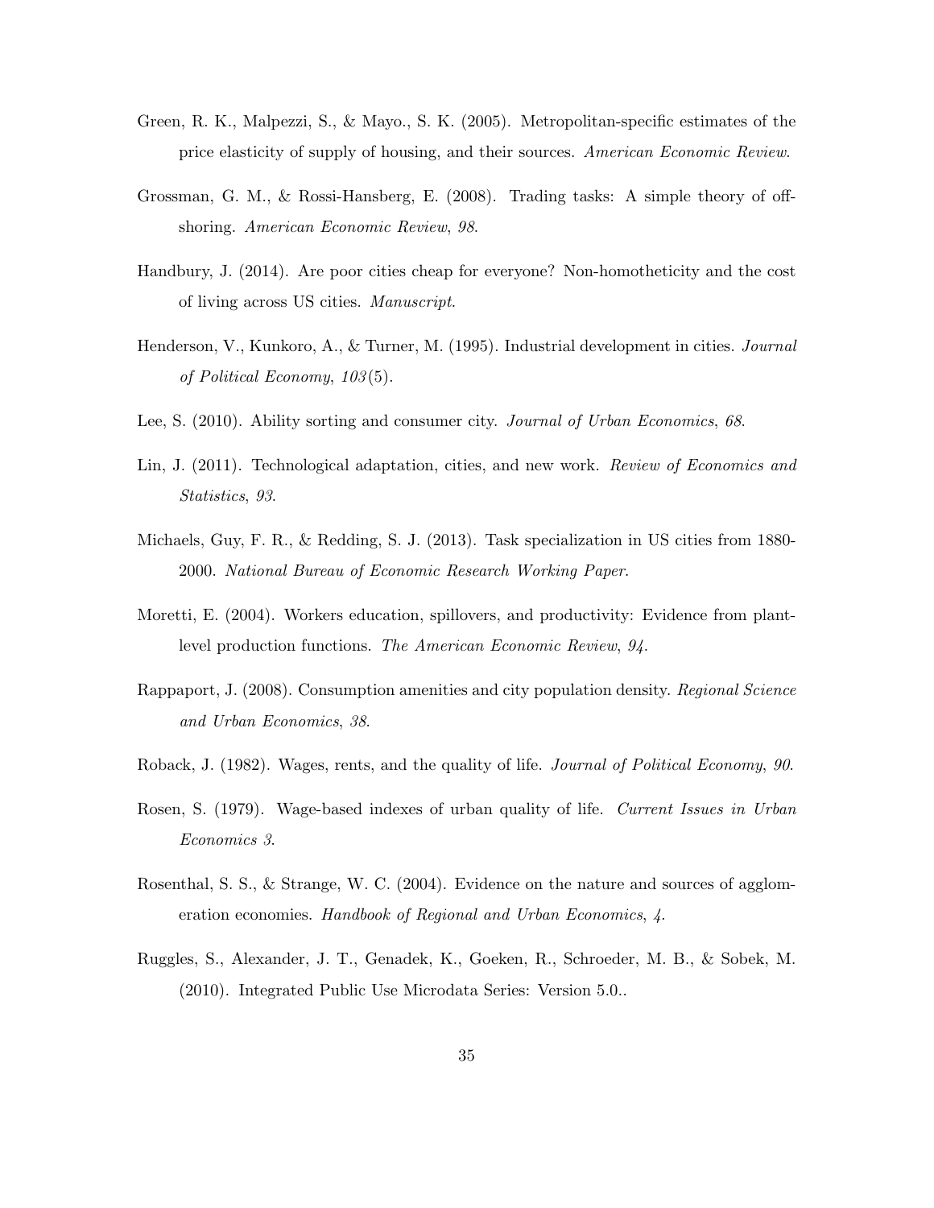Green, R. K., Malpezzi, S., & Mayo., S. K. (2005). Metropolitan-specific estimates of the price elasticity of supply of housing, and their sources. *American Economic Review*.

Grossman, G. M., & Rossi-Hansberg, E. (2008). Trading tasks: A simple theory of offshoring. *American Economic Review*, *98*.

Handbury, J. (2014). Are poor cities cheap for everyone? Non-homotheticity and the cost of living across US cities. *Manuscript*.

Henderson, V., Kunkoro, A., & Turner, M. (1995). Industrial development in cities. *Journal of Political Economy*, *103*(5).

Lee, S. (2010). Ability sorting and consumer city. *Journal of Urban Economics*, *68*.

Lin, J. (2011). Technological adaptation, cities, and new work. *Review of Economics and Statistics*, *93*.

Michaels, Guy, F. R., & Redding, S. J. (2013). Task specialization in US cities from 1880-2000. *National Bureau of Economic Research Working Paper*.

Moretti, E. (2004). Workers education, spillovers, and productivity: Evidence from plant-level production functions. *The American Economic Review*, *94*.

Rappaport, J. (2008). Consumption amenities and city population density. *Regional Science and Urban Economics*, *38*.

Roback, J. (1982). Wages, rents, and the quality of life. *Journal of Political Economy*, *90*.

Rosen, S. (1979). Wage-based indexes of urban quality of life. *Current Issues in Urban Economics 3*.

Rosenthal, S. S., & Strange, W. C. (2004). Evidence on the nature and sources of agglomeration economies. *Handbook of Regional and Urban Economics*, *4*.

Ruggles, S., Alexander, J. T., Genadek, K., Goeken, R., Schroeder, M. B., & Sobek, M. (2010). Integrated Public Use Microdata Series: Version 5.0..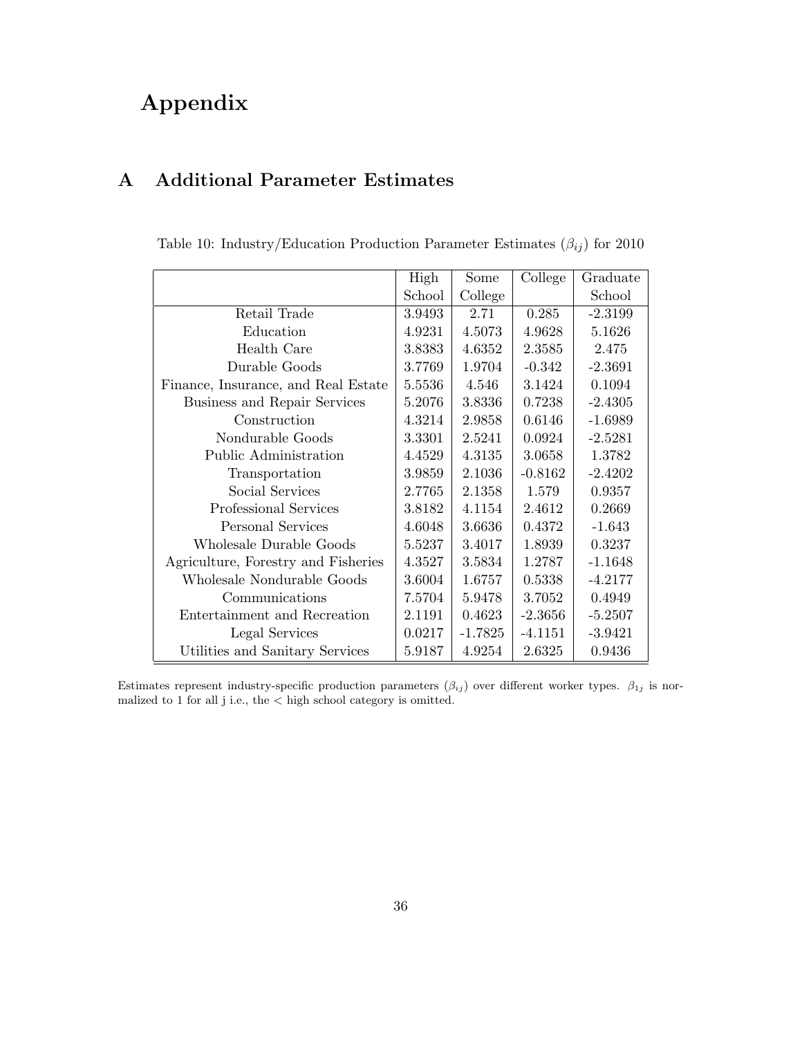# Appendix

## A Additional Parameter Estimates

Table 10: Industry/Education Production Parameter Estimates ($\beta_{ij}$) for 2010

| | High School | Some College | College | Graduate School |
|---|---|---|---|---|
| Retail Trade | 3.9493 | 2.71 | 0.285 | -2.3199 |
| Education | 4.9231 | 4.5073 | 4.9628 | 5.1626 |
| Health Care | 3.8383 | 4.6352 | 2.3585 | 2.475 |
| Durable Goods | 3.7769 | 1.9704 | -0.342 | -2.3691 |
| Finance, Insurance, and Real Estate | 5.5536 | 4.546 | 3.1424 | 0.1094 |
| Business and Repair Services | 5.2076 | 3.8336 | 0.7238 | -2.4305 |
| Construction | 4.3214 | 2.9858 | 0.6146 | -1.6989 |
| Nondurable Goods | 3.3301 | 2.5241 | 0.0924 | -2.5281 |
| Public Administration | 4.4529 | 4.3135 | 3.0658 | 1.3782 |
| Transportation | 3.9859 | 2.1036 | -0.8162 | -2.4202 |
| Social Services | 2.7765 | 2.1358 | 1.579 | 0.9357 |
| Professional Services | 3.8182 | 4.1154 | 2.4612 | 0.2669 |
| Personal Services | 4.6048 | 3.6636 | 0.4372 | -1.643 |
| Wholesale Durable Goods | 5.5237 | 3.4017 | 1.8939 | 0.3237 |
| Agriculture, Forestry and Fisheries | 4.3527 | 3.5834 | 1.2787 | -1.1648 |
| Wholesale Nondurable Goods | 3.6004 | 1.6757 | 0.5338 | -4.2177 |
| Communications | 7.5704 | 5.9478 | 3.7052 | 0.4949 |
| Entertainment and Recreation | 2.1191 | 0.4623 | -2.3656 | -5.2507 |
| Legal Services | 0.0217 | -1.7825 | -4.1151 | -3.9421 |
| Utilities and Sanitary Services | 5.9187 | 4.9254 | 2.6325 | 0.9436 |

Estimates represent industry-specific production parameters ($\beta_{ij}$) over different worker types. $\beta_{1j}$ is normalized to 1 for all j i.e., the < high school category is omitted.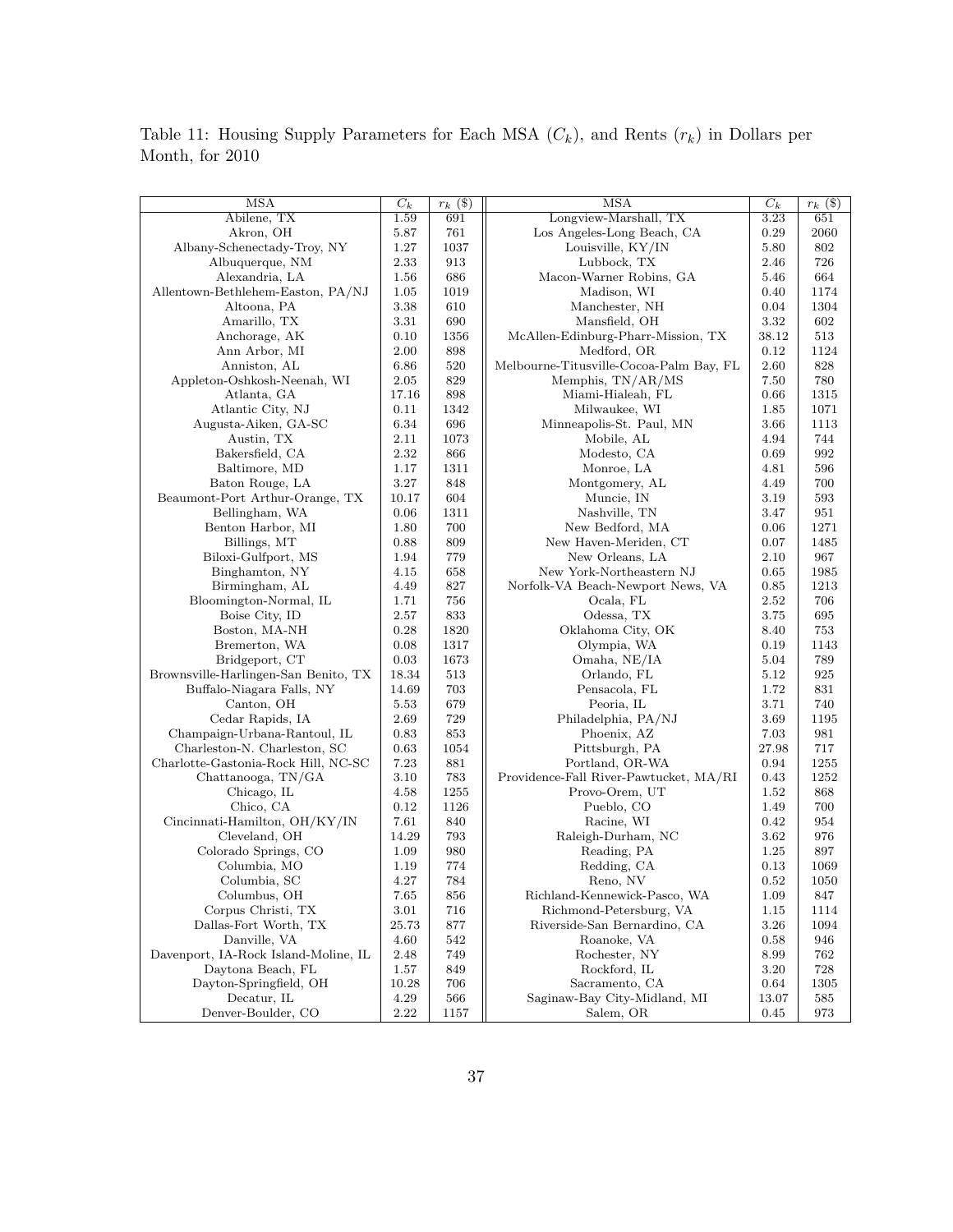Table 11: Housing Supply Parameters for Each MSA ($C_k$), and Rents ($r_k$) in Dollars per Month, for 2010

| MSA | $C_k$ | $r_k$ (\$) | MSA | $C_k$ | $r_k$ (\$) |
|---|---|---|---|---|---|
| Abilene, TX | 1.59 | 691 | Longview-Marshall, TX | 3.23 | 651 |
| Akron, OH | 5.87 | 761 | Los Angeles-Long Beach, CA | 0.29 | 2060 |
| Albany-Schenectady-Troy, NY | 1.27 | 1037 | Louisville, KY/IN | 5.80 | 802 |
| Albuquerque, NM | 2.33 | 913 | Lubbock, TX | 2.46 | 726 |
| Alexandria, LA | 1.56 | 686 | Macon-Warner Robins, GA | 5.46 | 664 |
| Allentown-Bethlehem-Easton, PA/NJ | 1.05 | 1019 | Madison, WI | 0.40 | 1174 |
| Altoona, PA | 3.38 | 610 | Manchester, NH | 0.04 | 1304 |
| Amarillo, TX | 3.31 | 690 | Mansfield, OH | 3.32 | 602 |
| Anchorage, AK | 0.10 | 1356 | McAllen-Edinburg-Pharr-Mission, TX | 38.12 | 513 |
| Ann Arbor, MI | 2.00 | 898 | Medford, OR | 0.12 | 1124 |
| Anniston, AL | 6.86 | 520 | Melbourne-Titusville-Cocoa-Palm Bay, FL | 2.60 | 828 |
| Appleton-Oshkosh-Neenah, WI | 2.05 | 829 | Memphis, TN/AR/MS | 7.50 | 780 |
| Atlanta, GA | 17.16 | 898 | Miami-Hialeah, FL | 0.66 | 1315 |
| Atlantic City, NJ | 0.11 | 1342 | Milwaukee, WI | 1.85 | 1071 |
| Augusta-Aiken, GA-SC | 6.34 | 696 | Minneapolis-St. Paul, MN | 3.66 | 1113 |
| Austin, TX | 2.11 | 1073 | Mobile, AL | 4.94 | 744 |
| Bakersfield, CA | 2.32 | 866 | Modesto, CA | 0.69 | 992 |
| Baltimore, MD | 1.17 | 1311 | Monroe, LA | 4.81 | 596 |
| Baton Rouge, LA | 3.27 | 848 | Montgomery, AL | 4.49 | 700 |
| Beaumont-Port Arthur-Orange, TX | 10.17 | 604 | Muncie, IN | 3.19 | 593 |
| Bellingham, WA | 0.06 | 1311 | Nashville, TN | 3.47 | 951 |
| Benton Harbor, MI | 1.80 | 700 | New Bedford, MA | 0.06 | 1271 |
| Billings, MT | 0.88 | 809 | New Haven-Meriden, CT | 0.07 | 1485 |
| Biloxi-Gulfport, MS | 1.94 | 779 | New Orleans, LA | 2.10 | 967 |
| Binghamton, NY | 4.15 | 658 | New York-Northeastern NJ | 0.65 | 1985 |
| Birmingham, AL | 4.49 | 827 | Norfolk-VA Beach-Newport News, VA | 0.85 | 1213 |
| Bloomington-Normal, IL | 1.71 | 756 | Ocala, FL | 2.52 | 706 |
| Boise City, ID | 2.57 | 833 | Odessa, TX | 3.75 | 695 |
| Boston, MA-NH | 0.28 | 1820 | Oklahoma City, OK | 8.40 | 753 |
| Bremerton, WA | 0.08 | 1317 | Olympia, WA | 0.19 | 1143 |
| Bridgeport, CT | 0.03 | 1673 | Omaha, NE/IA | 5.04 | 789 |
| Brownsville-Harlingen-San Benito, TX | 18.34 | 513 | Orlando, FL | 5.12 | 925 |
| Buffalo-Niagara Falls, NY | 14.69 | 703 | Pensacola, FL | 1.72 | 831 |
| Canton, OH | 5.53 | 679 | Peoria, IL | 3.71 | 740 |
| Cedar Rapids, IA | 2.69 | 729 | Philadelphia, PA/NJ | 3.69 | 1195 |
| Champaign-Urbana-Rantoul, IL | 0.83 | 853 | Phoenix, AZ | 7.03 | 981 |
| Charleston-N. Charleston, SC | 0.63 | 1054 | Pittsburgh, PA | 27.98 | 717 |
| Charlotte-Gastonia-Rock Hill, NC-SC | 7.23 | 881 | Portland, OR-WA | 0.94 | 1255 |
| Chattanooga, TN/GA | 3.10 | 783 | Providence-Fall River-Pawtucket, MA/RI | 0.43 | 1252 |
| Chicago, IL | 4.58 | 1255 | Provo-Orem, UT | 1.52 | 868 |
| Chico, CA | 0.12 | 1126 | Pueblo, CO | 1.49 | 700 |
| Cincinnati-Hamilton, OH/KY/IN | 7.61 | 840 | Racine, WI | 0.42 | 954 |
| Cleveland, OH | 14.29 | 793 | Raleigh-Durham, NC | 3.62 | 976 |
| Colorado Springs, CO | 1.09 | 980 | Reading, PA | 1.25 | 897 |
| Columbia, MO | 1.19 | 774 | Redding, CA | 0.13 | 1069 |
| Columbia, SC | 4.27 | 784 | Reno, NV | 0.52 | 1050 |
| Columbus, OH | 7.65 | 856 | Richland-Kennewick-Pasco, WA | 1.09 | 847 |
| Corpus Christi, TX | 3.01 | 716 | Richmond-Petersburg, VA | 1.15 | 1114 |
| Dallas-Fort Worth, TX | 25.73 | 877 | Riverside-San Bernardino, CA | 3.26 | 1094 |
| Danville, VA | 4.60 | 542 | Roanoke, VA | 0.58 | 946 |
| Davenport, IA-Rock Island-Moline, IL | 2.48 | 749 | Rochester, NY | 8.99 | 762 |
| Daytona Beach, FL | 1.57 | 849 | Rockford, IL | 3.20 | 728 |
| Dayton-Springfield, OH | 10.28 | 706 | Sacramento, CA | 0.64 | 1305 |
| Decatur, IL | 4.29 | 566 | Saginaw-Bay City-Midland, MI | 13.07 | 585 |
| Denver-Boulder, CO | 2.22 | 1157 | Salem, OR | 0.45 | 973 |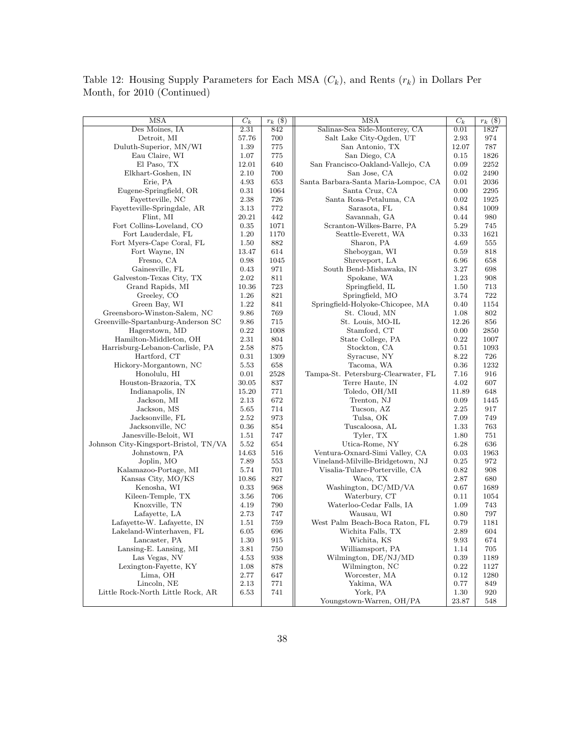Table 12: Housing Supply Parameters for Each MSA ($C_k$), and Rents ($r_k$) in Dollars Per Month, for 2010 (Continued)

| MSA | $C_k$ | $r_k$ (\$) | MSA | $C_k$ | $r_k$ (\$) |
|---|---|---|---|---|---|
| Des Moines, IA | 2.31 | 842 | Salinas-Sea Side-Monterey, CA | 0.01 | 1827 |
| Detroit, MI | 57.76 | 700 | Salt Lake City-Ogden, UT | 2.93 | 974 |
| Duluth-Superior, MN/WI | 1.39 | 775 | San Antonio, TX | 12.07 | 787 |
| Eau Claire, WI | 1.07 | 775 | San Diego, CA | 0.15 | 1826 |
| El Paso, TX | 12.01 | 640 | San Francisco-Oakland-Vallejo, CA | 0.09 | 2252 |
| Elkhart-Goshen, IN | 2.10 | 700 | San Jose, CA | 0.02 | 2490 |
| Erie, PA | 4.93 | 653 | Santa Barbara-Santa Maria-Lompoc, CA | 0.01 | 2036 |
| Eugene-Springfield, OR | 0.31 | 1064 | Santa Cruz, CA | 0.00 | 2295 |
| Fayetteville, NC | 2.38 | 726 | Santa Rosa-Petaluma, CA | 0.02 | 1925 |
| Fayetteville-Springdale, AR | 3.13 | 772 | Sarasota, FL | 0.84 | 1009 |
| Flint, MI | 20.21 | 442 | Savannah, GA | 0.44 | 980 |
| Fort Collins-Loveland, CO | 0.35 | 1071 | Scranton-Wilkes-Barre, PA | 5.29 | 745 |
| Fort Lauderdale, FL | 1.20 | 1170 | Seattle-Everett, WA | 0.33 | 1621 |
| Fort Myers-Cape Coral, FL | 1.50 | 882 | Sharon, PA | 4.69 | 555 |
| Fort Wayne, IN | 13.47 | 614 | Sheboygan, WI | 0.59 | 818 |
| Fresno, CA | 0.98 | 1045 | Shreveport, LA | 6.96 | 658 |
| Gainesville, FL | 0.43 | 971 | South Bend-Mishawaka, IN | 3.27 | 698 |
| Galveston-Texas City, TX | 2.02 | 811 | Spokane, WA | 1.23 | 908 |
| Grand Rapids, MI | 10.36 | 723 | Springfield, IL | 1.50 | 713 |
| Greeley, CO | 1.26 | 821 | Springfield, MO | 3.74 | 722 |
| Green Bay, WI | 1.22 | 841 | Springfield-Holyoke-Chicopee, MA | 0.40 | 1154 |
| Greensboro-Winston-Salem, NC | 9.86 | 769 | St. Cloud, MN | 1.08 | 802 |
| Greenville-Spartanburg-Anderson SC | 9.86 | 715 | St. Louis, MO-IL | 12.26 | 856 |
| Hagerstown, MD | 0.22 | 1008 | Stamford, CT | 0.00 | 2850 |
| Hamilton-Middleton, OH | 2.31 | 804 | State College, PA | 0.22 | 1007 |
| Harrisburg-Lebanon-Carlisle, PA | 2.58 | 875 | Stockton, CA | 0.51 | 1093 |
| Hartford, CT | 0.31 | 1309 | Syracuse, NY | 8.22 | 726 |
| Hickory-Morgantown, NC | 5.53 | 658 | Tacoma, WA | 0.36 | 1232 |
| Honolulu, HI | 0.01 | 2528 | Tampa-St. Petersburg-Clearwater, FL | 7.16 | 916 |
| Houston-Brazoria, TX | 30.05 | 837 | Terre Haute, IN | 4.02 | 607 |
| Indianapolis, IN | 15.20 | 771 | Toledo, OH/MI | 11.89 | 648 |
| Jackson, MI | 2.13 | 672 | Trenton, NJ | 0.09 | 1445 |
| Jackson, MS | 5.65 | 714 | Tucson, AZ | 2.25 | 917 |
| Jacksonville, FL | 2.52 | 973 | Tulsa, OK | 7.09 | 749 |
| Jacksonville, NC | 0.36 | 854 | Tuscaloosa, AL | 1.33 | 763 |
| Janesville-Beloit, WI | 1.51 | 747 | Tyler, TX | 1.80 | 751 |
| Johnson City-Kingsport-Bristol, TN/VA | 5.52 | 654 | Utica-Rome, NY | 6.28 | 636 |
| Johnstown, PA | 14.63 | 516 | Ventura-Oxnard-Simi Valley, CA | 0.03 | 1963 |
| Joplin, MO | 7.89 | 553 | Vineland-Milville-Bridgetown, NJ | 0.25 | 972 |
| Kalamazoo-Portage, MI | 5.74 | 701 | Visalia-Tulare-Porterville, CA | 0.82 | 908 |
| Kansas City, MO/KS | 10.86 | 827 | Waco, TX | 2.87 | 680 |
| Kenosha, WI | 0.33 | 968 | Washington, DC/MD/VA | 0.67 | 1689 |
| Kileen-Temple, TX | 3.56 | 706 | Waterbury, CT | 0.11 | 1054 |
| Knoxville, TN | 4.19 | 790 | Waterloo-Cedar Falls, IA | 1.09 | 743 |
| Lafayette, LA | 2.73 | 747 | Wausau, WI | 0.80 | 797 |
| Lafayette-W. Lafayette, IN | 1.51 | 759 | West Palm Beach-Boca Raton, FL | 0.79 | 1181 |
| Lakeland-Winterhaven, FL | 6.05 | 696 | Wichita Falls, TX | 2.89 | 604 |
| Lancaster, PA | 1.30 | 915 | Wichita, KS | 9.93 | 674 |
| Lansing-E. Lansing, MI | 3.81 | 750 | Williamsport, PA | 1.14 | 705 |
| Las Vegas, NV | 4.53 | 938 | Wilmington, DE/NJ/MD | 0.39 | 1189 |
| Lexington-Fayette, KY | 1.08 | 878 | Wilmington, NC | 0.22 | 1127 |
| Lima, OH | 2.77 | 647 | Worcester, MA | 0.12 | 1280 |
| Lincoln, NE | 2.13 | 771 | Yakima, WA | 0.77 | 849 |
| Little Rock-North Little Rock, AR | 6.53 | 741 | York, PA | 1.30 | 920 |
| | | | Youngstown-Warren, OH/PA | 23.87 | 548 |